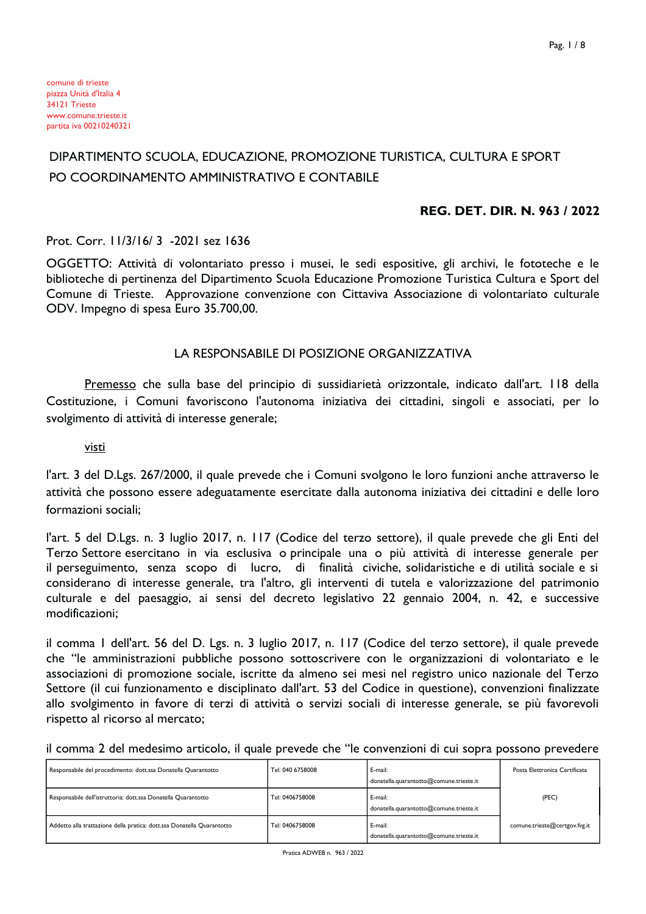comune di trieste
piazza Unità d'Italia 4
34121 Trieste
www.comune.trieste.it
partita iva 00210240321

## DIPARTIMENTO SCUOLA, EDUCAZIONE, PROMOZIONE TURISTICA, CULTURA E SPORT
## PO COORDINAMENTO AMMINISTRATIVO E CONTABILE

**REG. DET. DIR. N. 963 / 2022**

Prot. Corr. 11/3/16/ 3 -2021 sez 1636

OGGETTO: Attività di volontariato presso i musei, le sedi espositive, gli archivi, le fototeche e le biblioteche di pertinenza del Dipartimento Scuola Educazione Promozione Turistica Cultura e Sport del Comune di Trieste. Approvazione convenzione con Cittaviva Associazione di volontariato culturale ODV. Impegno di spesa Euro 35.700,00.

### LA RESPONSABILE DI POSIZIONE ORGANIZZATIVA

Premesso che sulla base del principio di sussidiarietà orizzontale, indicato dall'art. 118 della Costituzione, i Comuni favoriscono l'autonoma iniziativa dei cittadini, singoli e associati, per lo svolgimento di attività di interesse generale;

visti

l'art. 3 del D.Lgs. 267/2000, il quale prevede che i Comuni svolgono le loro funzioni anche attraverso le attività che possono essere adeguatamente esercitate dalla autonoma iniziativa dei cittadini e delle loro formazioni sociali;

l'art. 5 del D.Lgs. n. 3 luglio 2017, n. 117 (Codice del terzo settore), il quale prevede che gli Enti del Terzo Settore esercitano in via esclusiva o principale una o più attività di interesse generale per il perseguimento, senza scopo di lucro, di finalità civiche, solidaristiche e di utilità sociale e si considerano di interesse generale, tra l'altro, gli interventi di tutela e valorizzazione del patrimonio culturale e del paesaggio, ai sensi del decreto legislativo 22 gennaio 2004, n. 42, e successive modificazioni;

il comma 1 dell'art. 56 del D. Lgs. n. 3 luglio 2017, n. 117 (Codice del terzo settore), il quale prevede che "le amministrazioni pubbliche possono sottoscrivere con le organizzazioni di volontariato e le associazioni di promozione sociale, iscritte da almeno sei mesi nel registro unico nazionale del Terzo Settore (il cui funzionamento e disciplinato dall'art. 53 del Codice in questione), convenzioni finalizzate allo svolgimento in favore di terzi di attività o servizi sociali di interesse generale, se più favorevoli rispetto al ricorso al mercato;

il comma 2 del medesimo articolo, il quale prevede che "le convenzioni di cui sopra possono prevedere

| | | | |
|---|---|---|---|
| Responsabile del procedimento: dott.ssa Donatella Quarantotto | Tel: 040 6758008 | E-mail: donatella.quarantotto@comune.trieste.it | Posta Elettronica Certificata |
| Responsabile dell'istruttoria: dott.ssa Donatella Quarantotto | Tel: 0406758008 | E-mail: donatella.quarantotto@comune.trieste.it | (PEC) |
| Addetto alla trattazione della pratica: dott.ssa Donatella Quarantotto | Tel: 0406758008 | E-mail: donatella.quarantotto@comune.trieste.it | comune.trieste@certgov.fvg.it |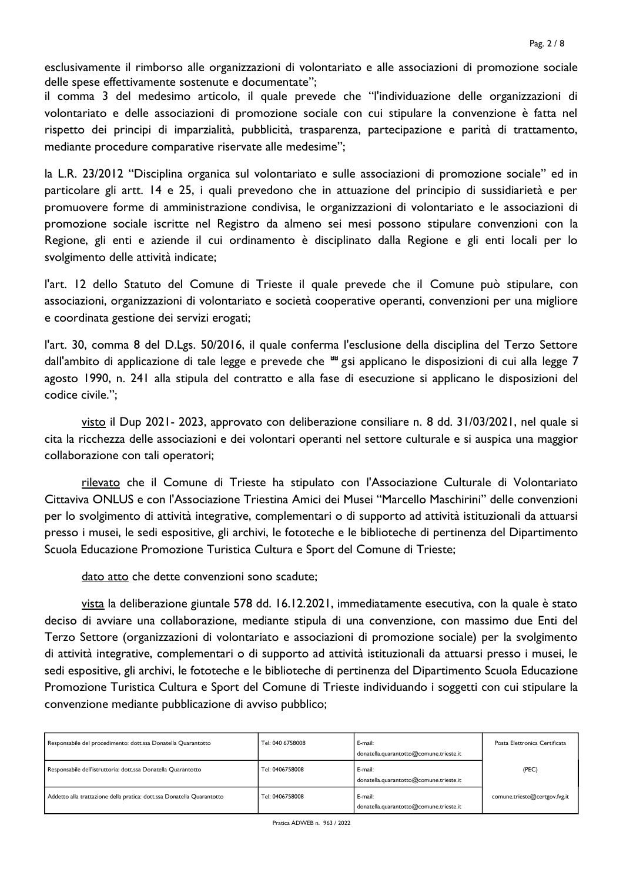esclusivamente il rimborso alle organizzazioni di volontariato e alle associazioni di promozione sociale delle spese effettivamente sostenute e documentate";
il comma 3 del medesimo articolo, il quale prevede che "l'individuazione delle organizzazioni di volontariato e delle associazioni di promozione sociale con cui stipulare la convenzione è fatta nel rispetto dei principi di imparzialità, pubblicità, trasparenza, partecipazione e parità di trattamento, mediante procedure comparative riservate alle medesime";

la L.R. 23/2012 "Disciplina organica sul volontariato e sulle associazioni di promozione sociale" ed in particolare gli artt. 14 e 25, i quali prevedono che in attuazione del principio di sussidiarietà e per promuovere forme di amministrazione condivisa, le organizzazioni di volontariato e le associazioni di promozione sociale iscritte nel Registro da almeno sei mesi possono stipulare convenzioni con la Regione, gli enti e aziende il cui ordinamento è disciplinato dalla Regione e gli enti locali per lo svolgimento delle attività indicate;

l'art. 12 dello Statuto del Comune di Trieste il quale prevede che il Comune può stipulare, con associazioni, organizzazioni di volontariato e società cooperative operanti, convenzioni per una migliore e coordinata gestione dei servizi erogati;

l'art. 30, comma 8 del D.Lgs. 50/2016, il quale conferma l'esclusione della disciplina del Terzo Settore dall'ambito di applicazione di tale legge e prevede che "gsi applicano le disposizioni di cui alla legge 7 agosto 1990, n. 241 alla stipula del contratto e alla fase di esecuzione si applicano le disposizioni del codice civile.";

visto il Dup 2021- 2023, approvato con deliberazione consiliare n. 8 dd. 31/03/2021, nel quale si cita la ricchezza delle associazioni e dei volontari operanti nel settore culturale e si auspica una maggior collaborazione con tali operatori;

rilevato che il Comune di Trieste ha stipulato con l'Associazione Culturale di Volontariato Cittaviva ONLUS e con l'Associazione Triestina Amici dei Musei "Marcello Maschirini" delle convenzioni per lo svolgimento di attività integrative, complementari o di supporto ad attività istituzionali da attuarsi presso i musei, le sedi espositive, gli archivi, le fototeche e le biblioteche di pertinenza del Dipartimento Scuola Educazione Promozione Turistica Cultura e Sport del Comune di Trieste;

dato atto che dette convenzioni sono scadute;

vista la deliberazione giuntale 578 dd. 16.12.2021, immediatamente esecutiva, con la quale è stato deciso di avviare una collaborazione, mediante stipula di una convenzione, con massimo due Enti del Terzo Settore (organizzazioni di volontariato e associazioni di promozione sociale) per la svolgimento di attività integrative, complementari o di supporto ad attività istituzionali da attuarsi presso i musei, le sedi espositive, gli archivi, le fototeche e le biblioteche di pertinenza del Dipartimento Scuola Educazione Promozione Turistica Cultura e Sport del Comune di Trieste individuando i soggetti con cui stipulare la convenzione mediante pubblicazione di avviso pubblico;

| Responsabile del procedimento: dott.ssa Donatella Quarantotto | Tel: 040 6758008 | E-mail: donatella.quarantotto@comune.trieste.it | Posta Elettronica Certificata |
|---|---|---|---|
| Responsabile dell'istruttoria: dott.ssa Donatella Quarantotto | Tel: 0406758008 | E-mail: donatella.quarantotto@comune.trieste.it | (PEC) |
| Addetto alla trattazione della pratica: dott.ssa Donatella Quarantotto | Tel: 0406758008 | E-mail: donatella.quarantotto@comune.trieste.it | comune.trieste@certgov.fvg.it |

Pratica ADWEB n. 963 / 2022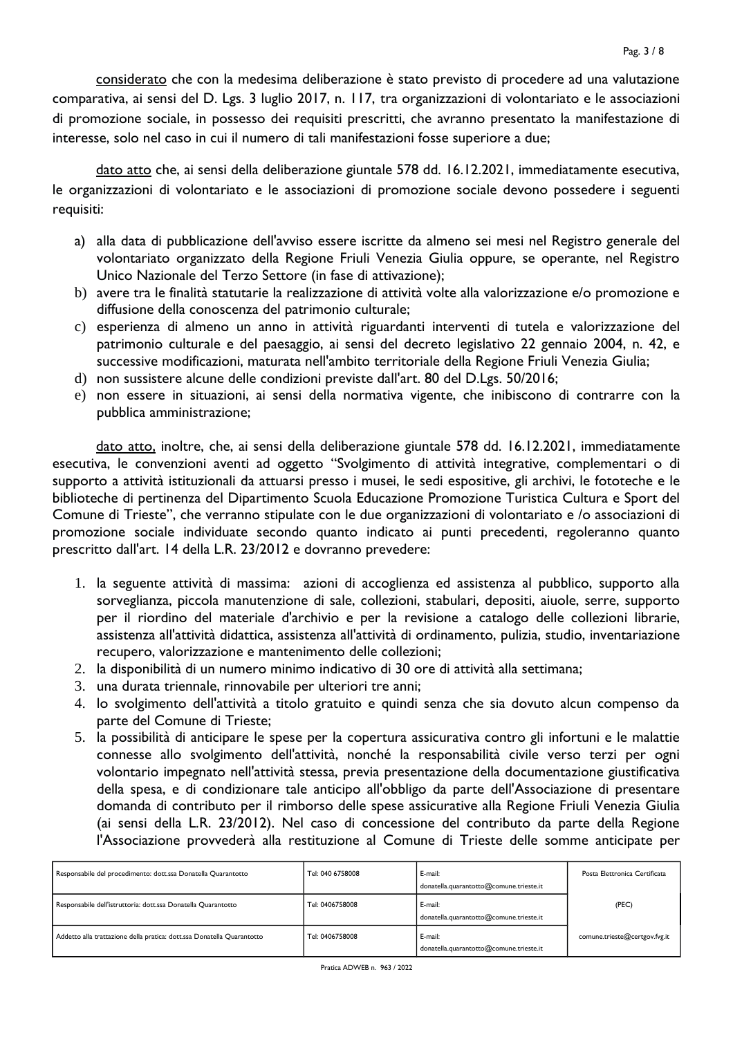considerato che con la medesima deliberazione è stato previsto di procedere ad una valutazione comparativa, ai sensi del D. Lgs. 3 luglio 2017, n. 117, tra organizzazioni di volontariato e le associazioni di promozione sociale, in possesso dei requisiti prescritti, che avranno presentato la manifestazione di interesse, solo nel caso in cui il numero di tali manifestazioni fosse superiore a due;

dato atto che, ai sensi della deliberazione giuntale 578 dd. 16.12.2021, immediatamente esecutiva, le organizzazioni di volontariato e le associazioni di promozione sociale devono possedere i seguenti requisiti:

a) alla data di pubblicazione dell'avviso essere iscritte da almeno sei mesi nel Registro generale del volontariato organizzato della Regione Friuli Venezia Giulia oppure, se operante, nel Registro Unico Nazionale del Terzo Settore (in fase di attivazione);
b) avere tra le finalità statutarie la realizzazione di attività volte alla valorizzazione e/o promozione e diffusione della conoscenza del patrimonio culturale;
c) esperienza di almeno un anno in attività riguardanti interventi di tutela e valorizzazione del patrimonio culturale e del paesaggio, ai sensi del decreto legislativo 22 gennaio 2004, n. 42, e successive modificazioni, maturata nell'ambito territoriale della Regione Friuli Venezia Giulia;
d) non sussistere alcune delle condizioni previste dall'art. 80 del D.Lgs. 50/2016;
e) non essere in situazioni, ai sensi della normativa vigente, che inibiscono di contrarre con la pubblica amministrazione;

dato atto, inoltre, che, ai sensi della deliberazione giuntale 578 dd. 16.12.2021, immediatamente esecutiva, le convenzioni aventi ad oggetto "Svolgimento di attività integrative, complementari o di supporto a attività istituzionali da attuarsi presso i musei, le sedi espositive, gli archivi, le fototeche e le biblioteche di pertinenza del Dipartimento Scuola Educazione Promozione Turistica Cultura e Sport del Comune di Trieste", che verranno stipulate con le due organizzazioni di volontariato e /o associazioni di promozione sociale individuate secondo quanto indicato ai punti precedenti, regoleranno quanto prescritto dall'art. 14 della L.R. 23/2012 e dovranno prevedere:

1. la seguente attività di massima: azioni di accoglienza ed assistenza al pubblico, supporto alla sorveglianza, piccola manutenzione di sale, collezioni, stabulari, depositi, aiuole, serre, supporto per il riordino del materiale d'archivio e per la revisione a catalogo delle collezioni librarie, assistenza all'attività didattica, assistenza all'attività di ordinamento, pulizia, studio, inventariazione recupero, valorizzazione e mantenimento delle collezioni;
2. la disponibilità di un numero minimo indicativo di 30 ore di attività alla settimana;
3. una durata triennale, rinnovabile per ulteriori tre anni;
4. lo svolgimento dell'attività a titolo gratuito e quindi senza che sia dovuto alcun compenso da parte del Comune di Trieste;
5. la possibilità di anticipare le spese per la copertura assicurativa contro gli infortuni e le malattie connesse allo svolgimento dell'attività, nonché la responsabilità civile verso terzi per ogni volontario impegnato nell'attività stessa, previa presentazione della documentazione giustificativa della spesa, e di condizionare tale anticipo all'obbligo da parte dell'Associazione di presentare domanda di contributo per il rimborso delle spese assicurative alla Regione Friuli Venezia Giulia (ai sensi della L.R. 23/2012). Nel caso di concessione del contributo da parte della Regione l'Associazione provvederà alla restituzione al Comune di Trieste delle somme anticipate per

| Responsabile del procedimento: dott.ssa Donatella Quarantotto | Tel: 040 6758008 | E-mail: donatella.quarantotto@comune.trieste.it | Posta Elettronica Certificata |
| --- | --- | --- | --- |
| Responsabile dell'istruttoria: dott.ssa Donatella Quarantotto | Tel: 0406758008 | E-mail: donatella.quarantotto@comune.trieste.it | (PEC) |
| Addetto alla trattazione della pratica: dott.ssa Donatella Quarantotto | Tel: 0406758008 | E-mail: donatella.quarantotto@comune.trieste.it | comune.trieste@certgov.fvg.it |

Pratica ADWEB n. 963 / 2022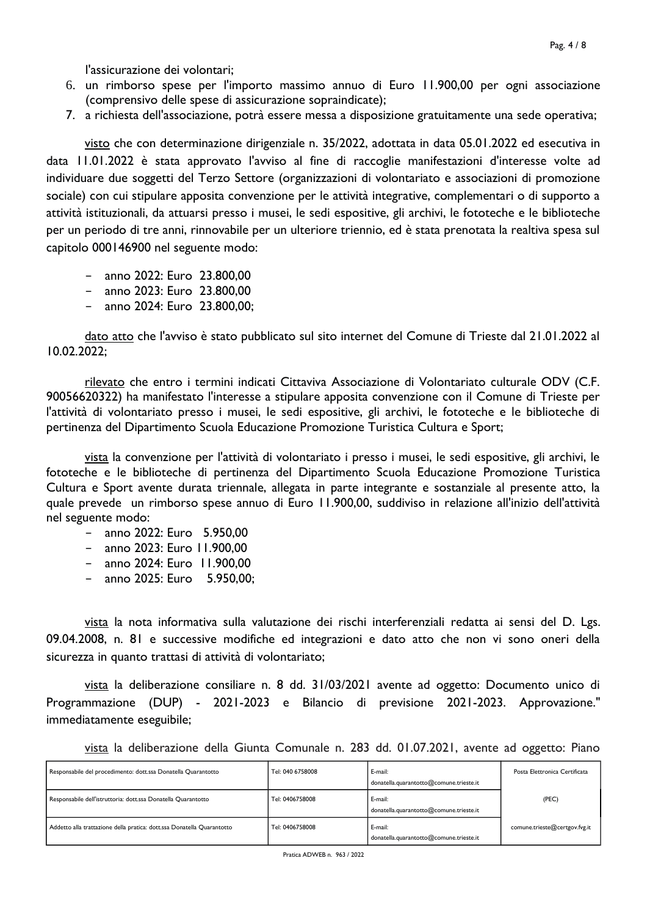l'assicurazione dei volontari;

6. un rimborso spese per l'importo massimo annuo di Euro 11.900,00 per ogni associazione (comprensivo delle spese di assicurazione sopraindicate);
7. a richiesta dell'associazione, potrà essere messa a disposizione gratuitamente una sede operativa;

visto che con determinazione dirigenziale n. 35/2022, adottata in data 05.01.2022 ed esecutiva in data 11.01.2022 è stata approvato l'avviso al fine di raccoglie manifestazioni d'interesse volte ad individuare due soggetti del Terzo Settore (organizzazioni di volontariato e associazioni di promozione sociale) con cui stipulare apposita convenzione per le attività integrative, complementari o di supporto a attività istituzionali, da attuarsi presso i musei, le sedi espositive, gli archivi, le fototeche e le biblioteche per un periodo di tre anni, rinnovabile per un ulteriore triennio, ed è stata prenotata la realtiva spesa sul capitolo 000146900 nel seguente modo:

- anno 2022: Euro 23.800,00
- anno 2023: Euro 23.800,00
- anno 2024: Euro 23.800,00;

dato atto che l'avviso è stato pubblicato sul sito internet del Comune di Trieste dal 21.01.2022 al 10.02.2022;

rilevato che entro i termini indicati Cittaviva Associazione di Volontariato culturale ODV (C.F. 90056620322) ha manifestato l'interesse a stipulare apposita convenzione con il Comune di Trieste per l'attività di volontariato presso i musei, le sedi espositive, gli archivi, le fototeche e le biblioteche di pertinenza del Dipartimento Scuola Educazione Promozione Turistica Cultura e Sport;

vista la convenzione per l'attività di volontariato i presso i musei, le sedi espositive, gli archivi, le fototeche e le biblioteche di pertinenza del Dipartimento Scuola Educazione Promozione Turistica Cultura e Sport avente durata triennale, allegata in parte integrante e sostanziale al presente atto, la quale prevede un rimborso spese annuo di Euro 11.900,00, suddiviso in relazione all'inizio dell'attività nel seguente modo:

- anno 2022: Euro 5.950,00
- anno 2023: Euro 11.900,00
- anno 2024: Euro 11.900,00
- anno 2025: Euro 5.950,00;

vista la nota informativa sulla valutazione dei rischi interferenziali redatta ai sensi del D. Lgs. 09.04.2008, n. 81 e successive modifiche ed integrazioni e dato atto che non vi sono oneri della sicurezza in quanto trattasi di attività di volontariato;

vista la deliberazione consiliare n. 8 dd. 31/03/2021 avente ad oggetto: Documento unico di Programmazione (DUP) - 2021-2023 e Bilancio di previsione 2021-2023. Approvazione." immediatamente eseguibile;

vista la deliberazione della Giunta Comunale n. 283 dd. 01.07.2021, avente ad oggetto: Piano

| Responsabile del procedimento: dott.ssa Donatella Quarantotto | Tel: 040 6758008 | E-mail: donatella.quarantotto@comune.trieste.it | Posta Elettronica Certificata |
|---|---|---|---|
| Responsabile dell'istruttoria: dott.ssa Donatella Quarantotto | Tel: 0406758008 | E-mail: donatella.quarantotto@comune.trieste.it | (PEC) |
| Addetto alla trattazione della pratica: dott.ssa Donatella Quarantotto | Tel: 0406758008 | E-mail: donatella.quarantotto@comune.trieste.it | comune.trieste@certgov.fvg.it |

Pratica ADWEB n. 963 / 2022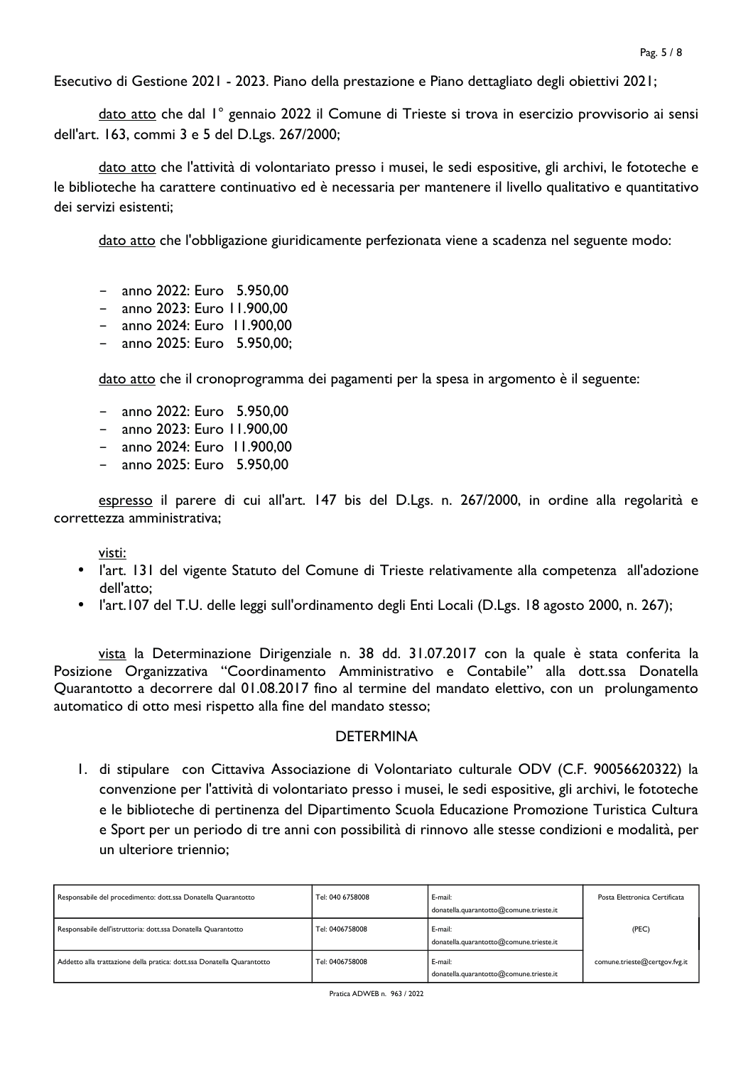Esecutivo di Gestione 2021 - 2023. Piano della prestazione e Piano dettagliato degli obiettivi 2021;

dato atto che dal 1° gennaio 2022 il Comune di Trieste si trova in esercizio provvisorio ai sensi dell'art. 163, commi 3 e 5 del D.Lgs. 267/2000;

dato atto che l'attività di volontariato presso i musei, le sedi espositive, gli archivi, le fototeche e le biblioteche ha carattere continuativo ed è necessaria per mantenere il livello qualitativo e quantitativo dei servizi esistenti;

dato atto che l'obbligazione giuridicamente perfezionata viene a scadenza nel seguente modo:

- anno 2022: Euro 5.950,00
- anno 2023: Euro 11.900,00
- anno 2024: Euro 11.900,00
- anno 2025: Euro 5.950,00;

dato atto che il cronoprogramma dei pagamenti per la spesa in argomento è il seguente:

- anno 2022: Euro 5.950,00
- anno 2023: Euro 11.900,00
- anno 2024: Euro 11.900,00
- anno 2025: Euro 5.950,00

espresso il parere di cui all'art. 147 bis del D.Lgs. n. 267/2000, in ordine alla regolarità e correttezza amministrativa;

visti:

- l'art. 131 del vigente Statuto del Comune di Trieste relativamente alla competenza all'adozione dell'atto;
- l'art.107 del T.U. delle leggi sull'ordinamento degli Enti Locali (D.Lgs. 18 agosto 2000, n. 267);

vista la Determinazione Dirigenziale n. 38 dd. 31.07.2017 con la quale è stata conferita la Posizione Organizzativa "Coordinamento Amministrativo e Contabile" alla dott.ssa Donatella Quarantotto a decorrere dal 01.08.2017 fino al termine del mandato elettivo, con un prolungamento automatico di otto mesi rispetto alla fine del mandato stesso;

DETERMINA

1. di stipulare con Cittaviva Associazione di Volontariato culturale ODV (C.F. 90056620322) la convenzione per l'attività di volontariato presso i musei, le sedi espositive, gli archivi, le fototeche e le biblioteche di pertinenza del Dipartimento Scuola Educazione Promozione Turistica Cultura e Sport per un periodo di tre anni con possibilità di rinnovo alle stesse condizioni e modalità, per un ulteriore triennio;

| Responsabile del procedimento: dott.ssa Donatella Quarantotto | Tel: 040 6758008 | E-mail: donatella.quarantotto@comune.trieste.it | Posta Elettronica Certificata |
|---|---|---|---|
| Responsabile dell'istruttoria: dott.ssa Donatella Quarantotto | Tel: 0406758008 | E-mail: donatella.quarantotto@comune.trieste.it | (PEC) |
| Addetto alla trattazione della pratica: dott.ssa Donatella Quarantotto | Tel: 0406758008 | E-mail: donatella.quarantotto@comune.trieste.it | comune.trieste@certgov.fvg.it |

Pratica ADWEB n. 963 / 2022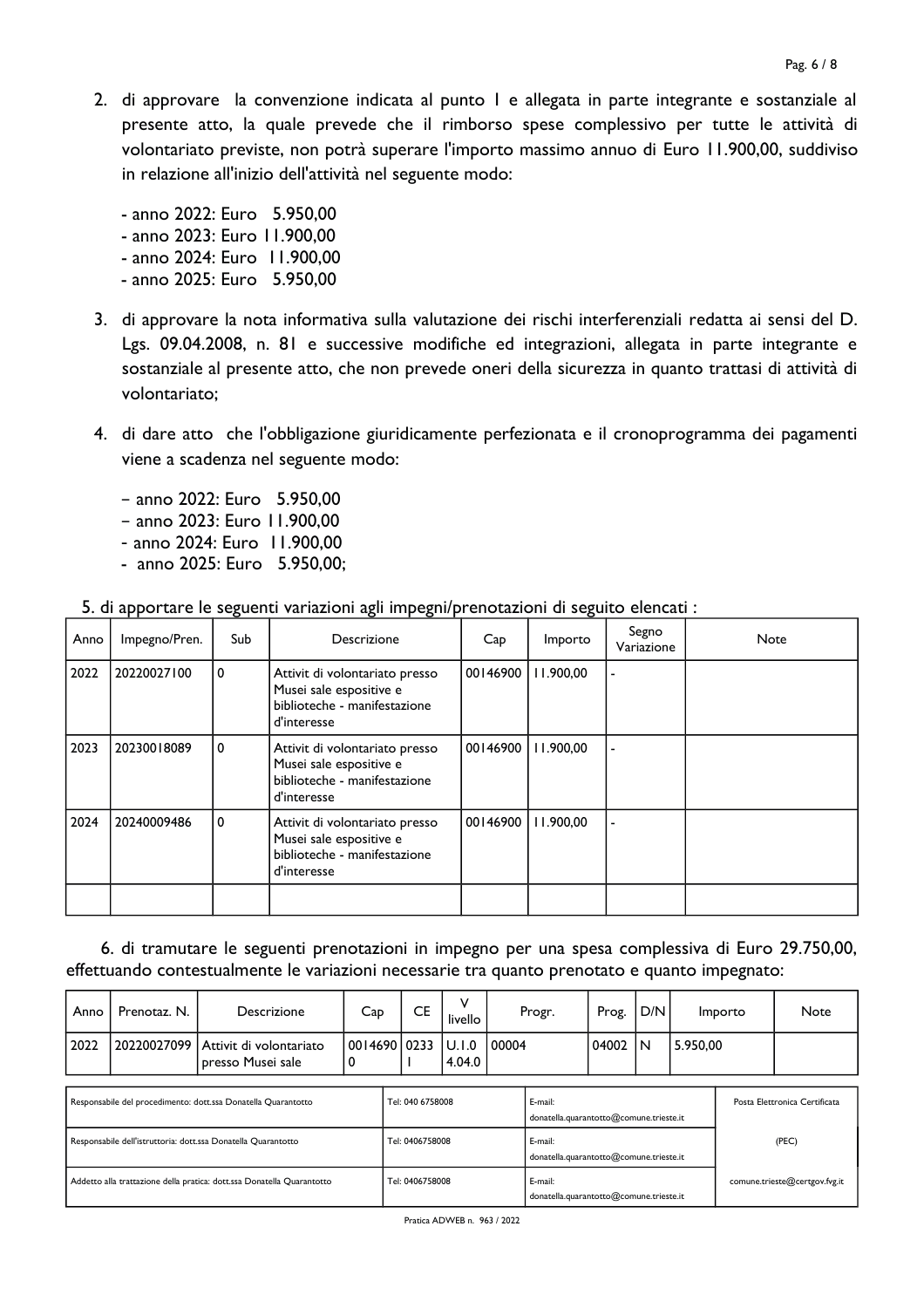2. di approvare la convenzione indicata al punto 1 e allegata in parte integrante e sostanziale al presente atto, la quale prevede che il rimborso spese complessivo per tutte le attività di volontariato previste, non potrà superare l'importo massimo annuo di Euro 11.900,00, suddiviso in relazione all'inizio dell'attività nel seguente modo:

   - anno 2022: Euro 5.950,00
   - anno 2023: Euro 11.900,00
   - anno 2024: Euro 11.900,00
   - anno 2025: Euro 5.950,00

3. di approvare la nota informativa sulla valutazione dei rischi interferenziali redatta ai sensi del D. Lgs. 09.04.2008, n. 81 e successive modifiche ed integrazioni, allegata in parte integrante e sostanziale al presente atto, che non prevede oneri della sicurezza in quanto trattasi di attività di volontariato;

4. di dare atto che l'obbligazione giuridicamente perfezionata e il cronoprogramma dei pagamenti viene a scadenza nel seguente modo:

   - anno 2022: Euro 5.950,00
   - anno 2023: Euro 11.900,00
   - anno 2024: Euro 11.900,00
   - anno 2025: Euro 5.950,00;

5. di apportare le seguenti variazioni agli impegni/prenotazioni di seguito elencati :

| Anno | Impegno/Pren. | Sub | Descrizione | Cap | Importo | Segno Variazione | Note |
|---|---|---|---|---|---|---|---|
| 2022 | 20220027100 | 0 | Attivit di volontariato presso Musei sale espositive e biblioteche - manifestazione d'interesse | 00146900 | 11.900,00 | - | |
| 2023 | 20230018089 | 0 | Attivit di volontariato presso Musei sale espositive e biblioteche - manifestazione d'interesse | 00146900 | 11.900,00 | - | |
| 2024 | 20240009486 | 0 | Attivit di volontariato presso Musei sale espositive e biblioteche - manifestazione d'interesse | 00146900 | 11.900,00 | - | |
| | | | | | | | |

6. di tramutare le seguenti prenotazioni in impegno per una spesa complessiva di Euro 29.750,00, effettuando contestualmente le variazioni necessarie tra quanto prenotato e quanto impegnato:

| Anno | Prenotaz. N. | Descrizione | Cap | CE | V livello | Progr. | Prog. | D/N | Importo | Note |
|---|---|---|---|---|---|---|---|---|---|---|
| 2022 | 20220027099 | Attivit di volontariato presso Musei sale | 00146900 | 02331 | U.1.04.04.0 | 00004 | 04002 | N | 5.950,00 | |

| | | | |
|---|---|---|---|
| Responsabile del procedimento: dott.ssa Donatella Quarantotto | Tel: 040 6758008 | E-mail: donatella.quarantotto@comune.trieste.it | Posta Elettronica Certificata |
| Responsabile dell'istruttoria: dott.ssa Donatella Quarantotto | Tel: 0406758008 | E-mail: donatella.quarantotto@comune.trieste.it | (PEC) |
| Addetto alla trattazione della pratica: dott.ssa Donatella Quarantotto | Tel: 0406758008 | E-mail: donatella.quarantotto@comune.trieste.it | comune.trieste@certgov.fvg.it |

Pratica ADWEB n. 963 / 2022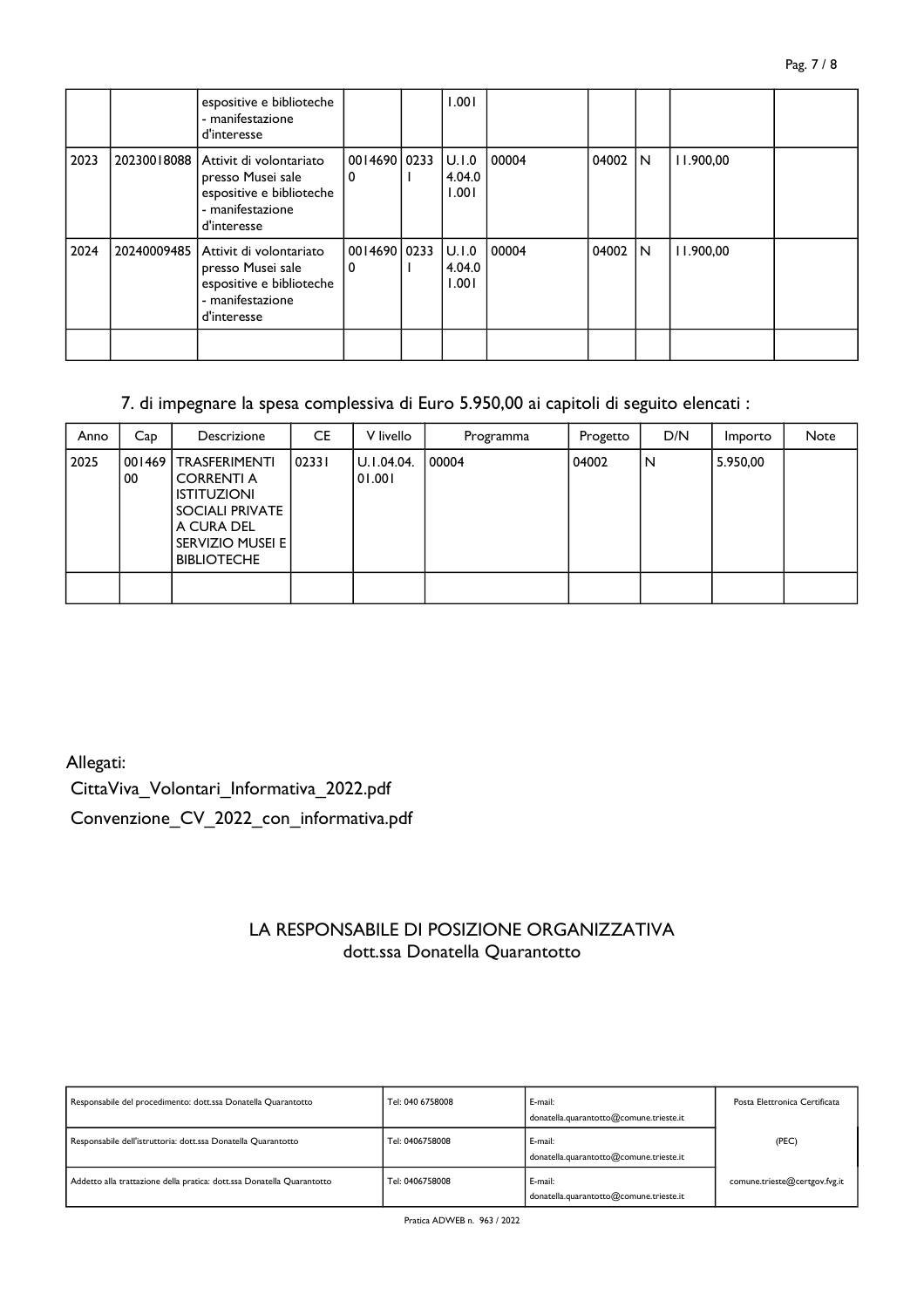| | | espositive e biblioteche - manifestazione d'interesse | | | 1.001 | | | | | |
|---|---|---|---|---|---|---|---|---|---|---|
| 2023 | 20230018088 | Attivit di volontariato presso Musei sale espositive e biblioteche - manifestazione d'interesse | 00146900 | 02331 | U.1.04.04.01.001 | 00004 | 04002 | N | 11.900,00 | |
| 2024 | 20240009485 | Attivit di volontariato presso Musei sale espositive e biblioteche - manifestazione d'interesse | 00146900 | 02331 | U.1.04.04.01.001 | 00004 | 04002 | N | 11.900,00 | |
| | | | | | | | | | | |

7. di impegnare la spesa complessiva di Euro 5.950,00 ai capitoli di seguito elencati :

| Anno | Cap | Descrizione | CE | V livello | Programma | Progetto | D/N | Importo | Note |
|---|---|---|---|---|---|---|---|---|---|
| 2025 | 00146900 | TRASFERIMENTI CORRENTI A ISTITUZIONI SOCIALI PRIVATE A CURA DEL SERVIZIO MUSEI E BIBLIOTECHE | 02331 | U.1.04.04.01.001 | 00004 | 04002 | N | 5.950,00 | |
| | | | | | | | | | |

Allegati:

CittaViva_Volontari_Informativa_2022.pdf

Convenzione_CV_2022_con_informativa.pdf

LA RESPONSABILE DI POSIZIONE ORGANIZZATIVA
dott.ssa Donatella Quarantotto

| Responsabile del procedimento: dott.ssa Donatella Quarantotto | Tel: 040 6758008 | E-mail: donatella.quarantotto@comune.trieste.it | Posta Elettronica Certificata |
|---|---|---|---|
| Responsabile dell'istruttoria: dott.ssa Donatella Quarantotto | Tel: 0406758008 | E-mail: donatella.quarantotto@comune.trieste.it | (PEC) |
| Addetto alla trattazione della pratica: dott.ssa Donatella Quarantotto | Tel: 0406758008 | E-mail: donatella.quarantotto@comune.trieste.it | comune.trieste@certgov.fvg.it |

Pratica ADWEB n. 963 / 2022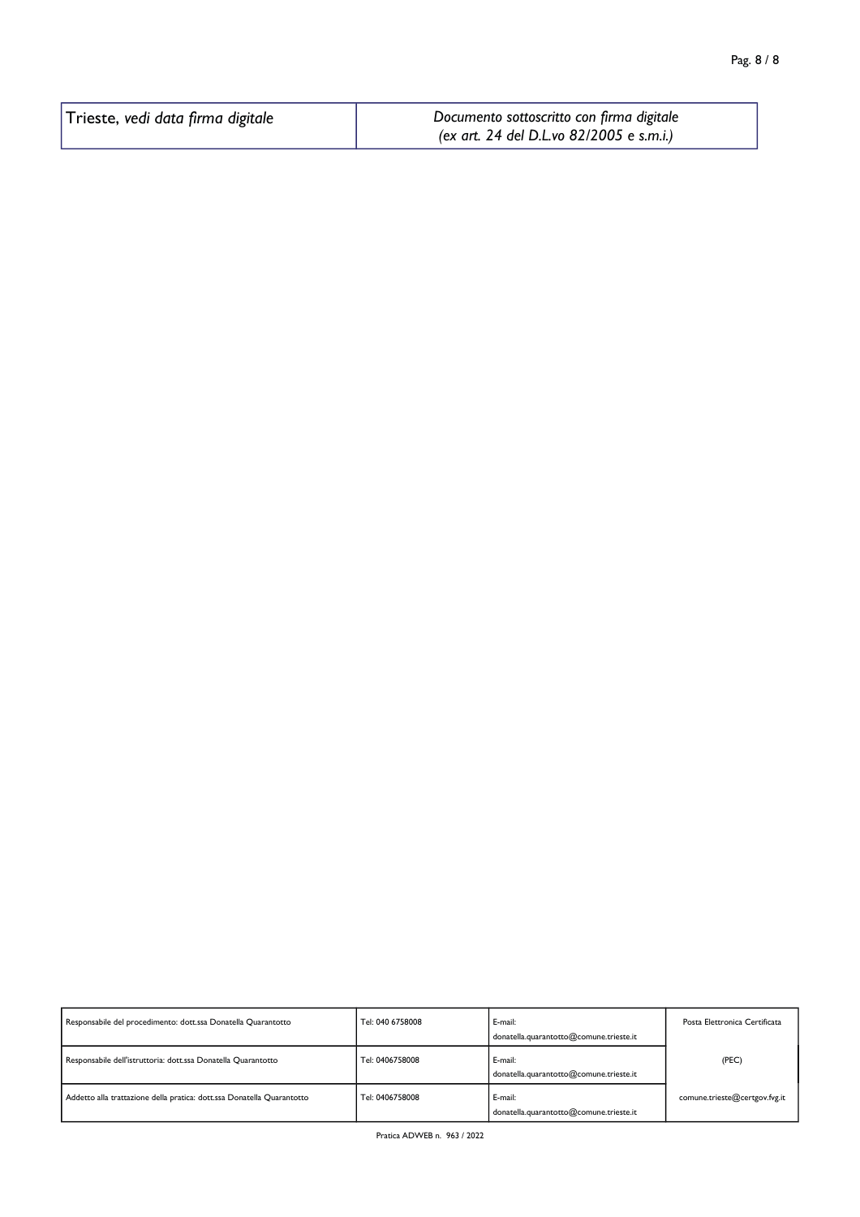| Trieste, *vedi data firma digitale* | *Documento sottoscritto con firma digitale (ex art. 24 del D.L.vo 82/2005 e s.m.i.)* |
|---|---|

| Responsabile del procedimento: dott.ssa Donatella Quarantotto | Tel: 040 6758008 | E-mail: donatella.quarantotto@comune.trieste.it | Posta Elettronica Certificata |
|---|---|---|---|
| Responsabile dell'istruttoria: dott.ssa Donatella Quarantotto | Tel: 0406758008 | E-mail: donatella.quarantotto@comune.trieste.it | (PEC) |
| Addetto alla trattazione della pratica: dott.ssa Donatella Quarantotto | Tel: 0406758008 | E-mail: donatella.quarantotto@comune.trieste.it | comune.trieste@certgov.fvg.it |

Pratica ADWEB n. 963 / 2022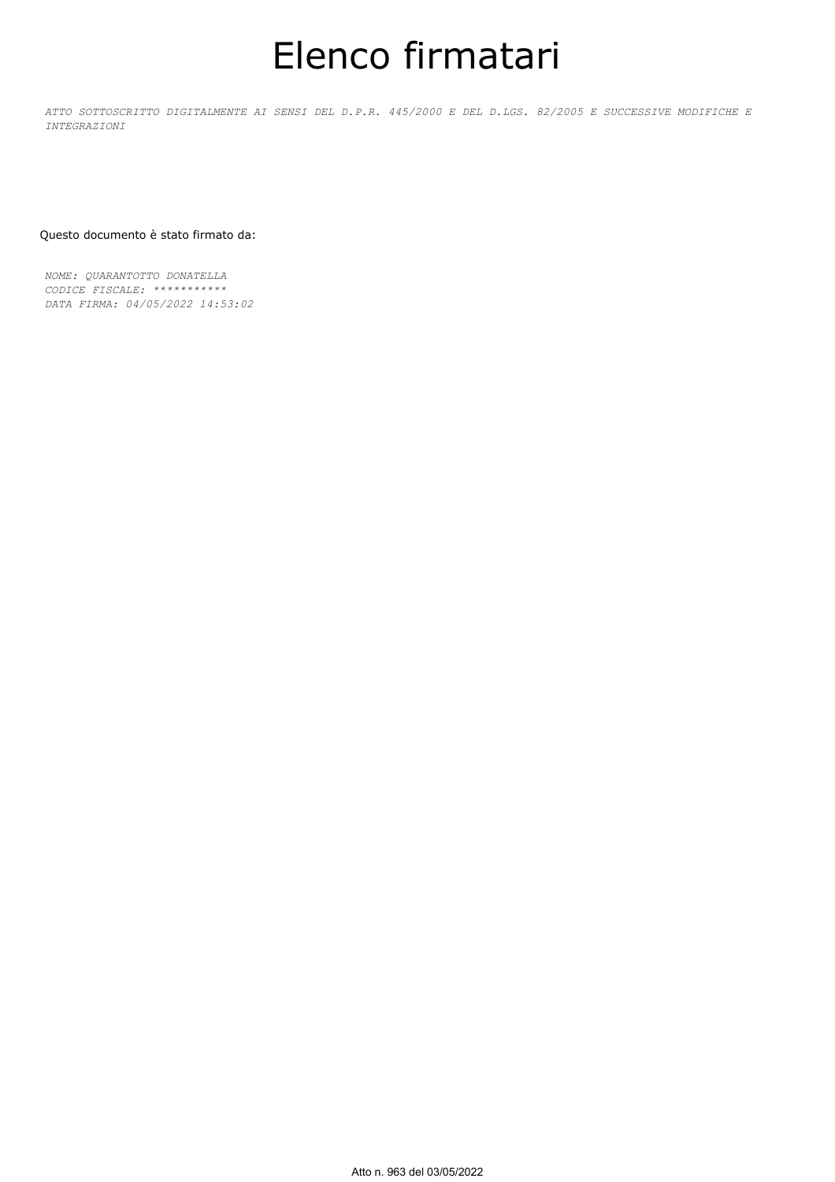# Elenco firmatari

*ATTO SOTTOSCRITTO DIGITALMENTE AI SENSI DEL D.P.R. 445/2000 E DEL D.LGS. 82/2005 E SUCCESSIVE MODIFICHE E INTEGRAZIONI*

Questo documento è stato firmato da:

*NOME: QUARANTOTTO DONATELLA*
*CODICE FISCALE: ***********
*DATA FIRMA: 04/05/2022 14:53:02*

Atto n. 963 del 03/05/2022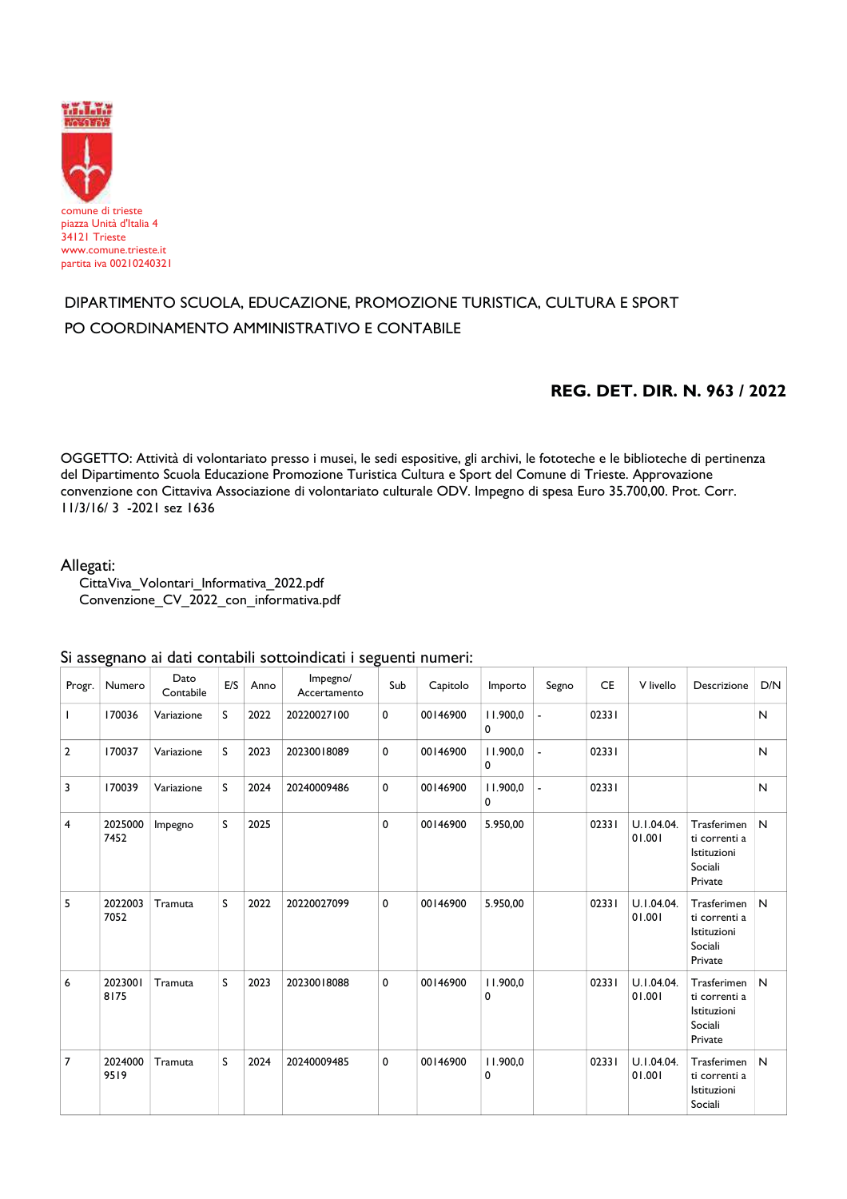comune di trieste
piazza Unità d'Italia 4
34121 Trieste
www.comune.trieste.it
partita iva 00210240321

DIPARTIMENTO SCUOLA, EDUCAZIONE, PROMOZIONE TURISTICA, CULTURA E SPORT
PO COORDINAMENTO AMMINISTRATIVO E CONTABILE

**REG. DET. DIR. N. 963 / 2022**

OGGETTO: Attività di volontariato presso i musei, le sedi espositive, gli archivi, le fototeche e le biblioteche di pertinenza del Dipartimento Scuola Educazione Promozione Turistica Cultura e Sport del Comune di Trieste. Approvazione convenzione con Cittaviva Associazione di volontariato culturale ODV. Impegno di spesa Euro 35.700,00. Prot. Corr. 11/3/16/ 3 -2021 sez 1636

Allegati:
CittaViva_Volontari_Informativa_2022.pdf
Convenzione_CV_2022_con_informativa.pdf

Si assegnano ai dati contabili sottoindicati i seguenti numeri:

| Progr. | Numero | Dato Contabile | E/S | Anno | Impegno/ Accertamento | Sub | Capitolo | Importo | Segno | CE | V livello | Descrizione | D/N |
|---|---|---|---|---|---|---|---|---|---|---|---|---|---|
| 1 | 170036 | Variazione | S | 2022 | 20220027100 | 0 | 00146900 | 11.900,00 | - | 02331 | | | N |
| 2 | 170037 | Variazione | S | 2023 | 20230018089 | 0 | 00146900 | 11.900,00 | - | 02331 | | | N |
| 3 | 170039 | Variazione | S | 2024 | 20240009486 | 0 | 00146900 | 11.900,00 | - | 02331 | | | N |
| 4 | 20250007452 | Impegno | S | 2025 | | 0 | 00146900 | 5.950,00 | | 02331 | U.1.04.04.01.001 | Trasferimenti correnti a Istituzioni Sociali Private | N |
| 5 | 20220037052 | Tramuta | S | 2022 | 20220027099 | 0 | 00146900 | 5.950,00 | | 02331 | U.1.04.04.01.001 | Trasferimenti correnti a Istituzioni Sociali Private | N |
| 6 | 20230018175 | Tramuta | S | 2023 | 20230018088 | 0 | 00146900 | 11.900,00 | | 02331 | U.1.04.04.01.001 | Trasferimenti correnti a Istituzioni Sociali Private | N |
| 7 | 20240009519 | Tramuta | S | 2024 | 20240009485 | 0 | 00146900 | 11.900,00 | | 02331 | U.1.04.04.01.001 | Trasferimenti correnti a Istituzioni Sociali | N |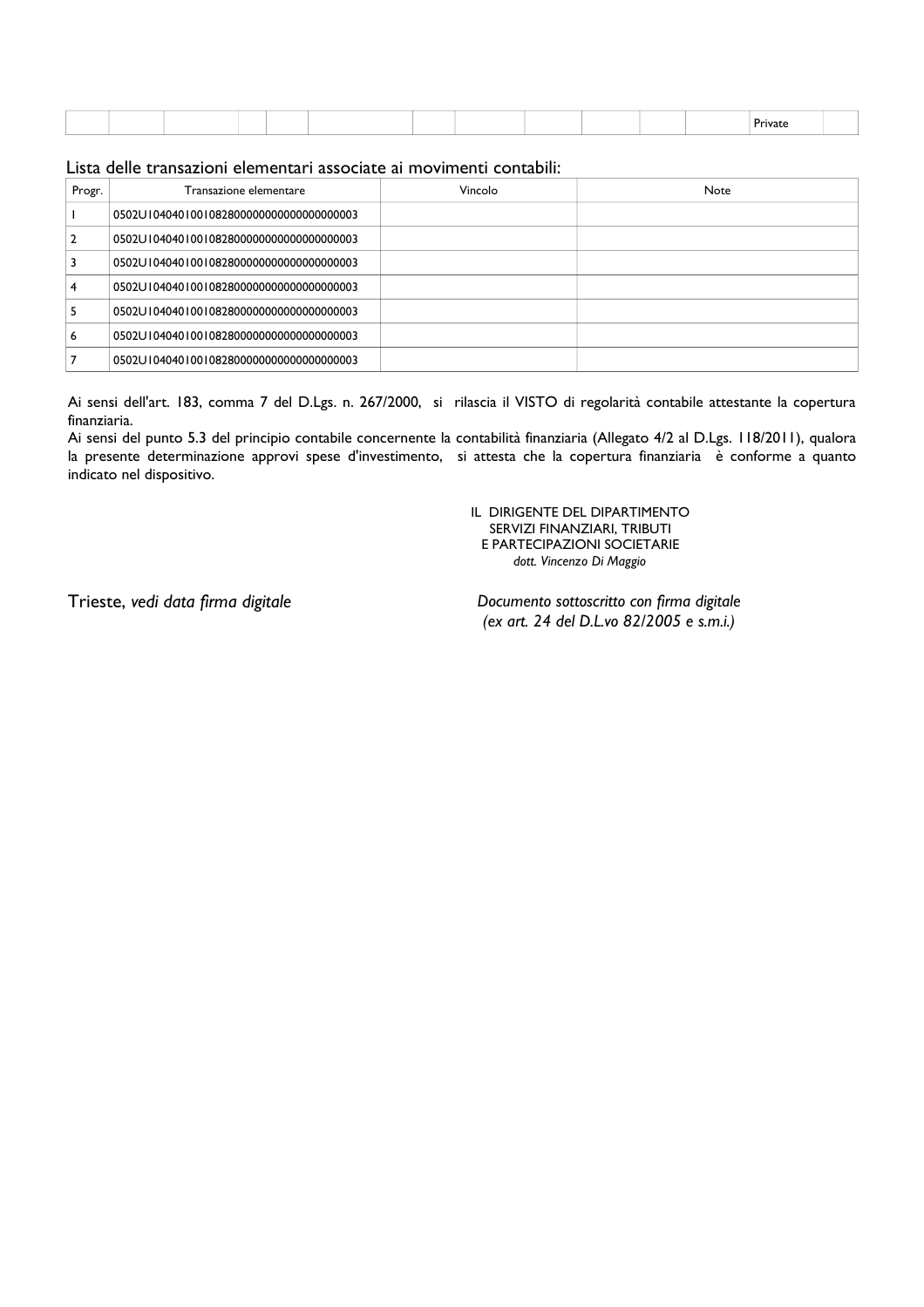| | | | | | | | | | | | | Private | |
|---|---|---|---|---|---|---|---|---|---|---|---|---|---|

Lista delle transazioni elementari associate ai movimenti contabili:

| Progr. | Transazione elementare | Vincolo | Note |
|---|---|---|---|
| 1 | 0502U1040401001082800000000000000000003 | | |
| 2 | 0502U1040401001082800000000000000000003 | | |
| 3 | 0502U1040401001082800000000000000000003 | | |
| 4 | 0502U1040401001082800000000000000000003 | | |
| 5 | 0502U1040401001082800000000000000000003 | | |
| 6 | 0502U1040401001082800000000000000000003 | | |
| 7 | 0502U1040401001082800000000000000000003 | | |

Ai sensi dell'art. 183, comma 7 del D.Lgs. n. 267/2000, si rilascia il VISTO di regolarità contabile attestante la copertura finanziaria.
Ai sensi del punto 5.3 del principio contabile concernente la contabilità finanziaria (Allegato 4/2 al D.Lgs. 118/2011), qualora la presente determinazione approvi spese d'investimento, si attesta che la copertura finanziaria è conforme a quanto indicato nel dispositivo.

IL DIRIGENTE DEL DIPARTIMENTO
SERVIZI FINANZIARI, TRIBUTI
E PARTECIPAZIONI SOCIETARIE
*dott. Vincenzo Di Maggio*

Trieste, *vedi data firma digitale*

*Documento sottoscritto con firma digitale*
*(ex art. 24 del D.L.vo 82/2005 e s.m.i.)*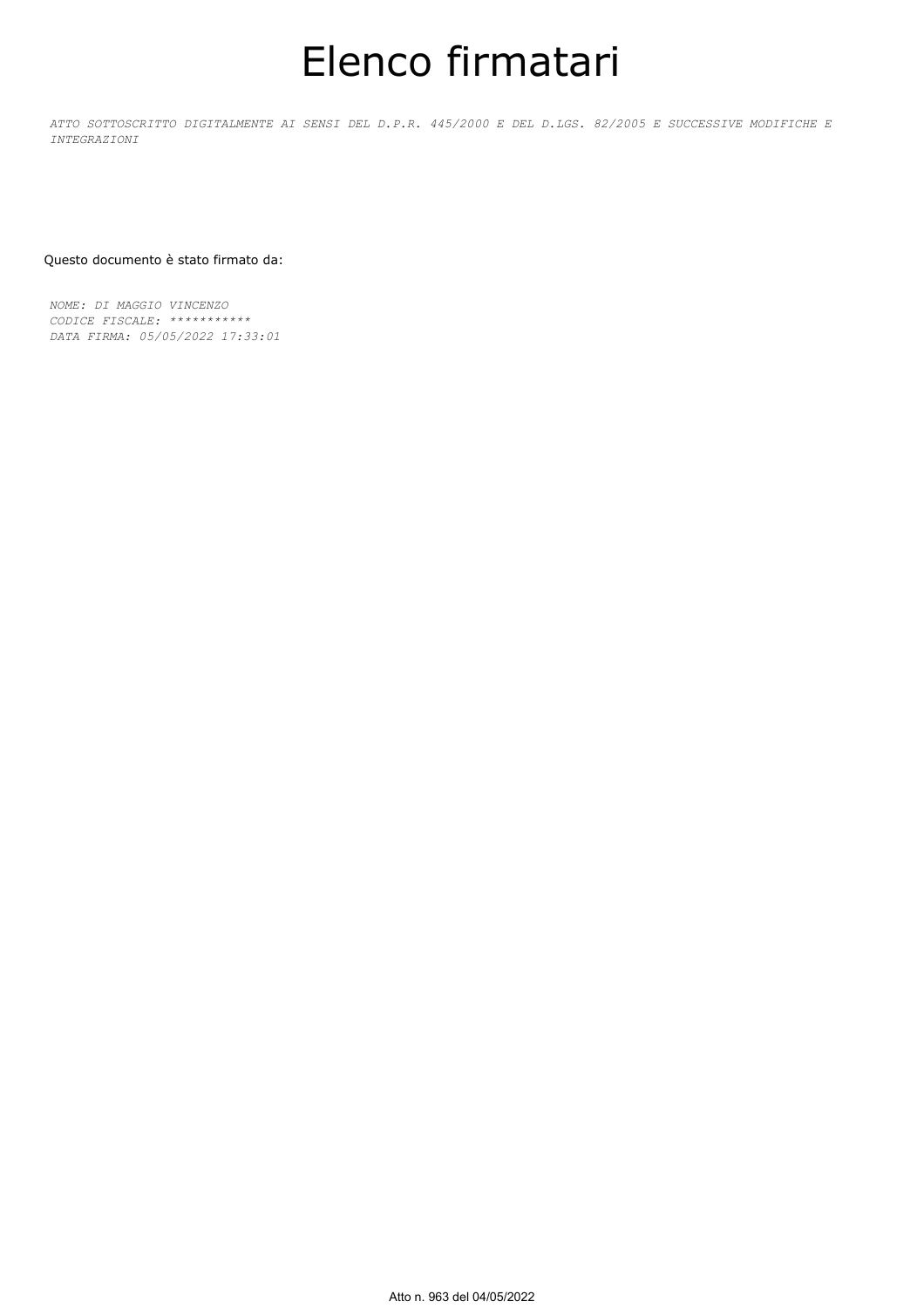# Elenco firmatari

*ATTO SOTTOSCRITTO DIGITALMENTE AI SENSI DEL D.P.R. 445/2000 E DEL D.LGS. 82/2005 E SUCCESSIVE MODIFICHE E INTEGRAZIONI*

Questo documento è stato firmato da:

*NOME: DI MAGGIO VINCENZO*
*CODICE FISCALE: ***********
*DATA FIRMA: 05/05/2022 17:33:01*

Atto n. 963 del 04/05/2022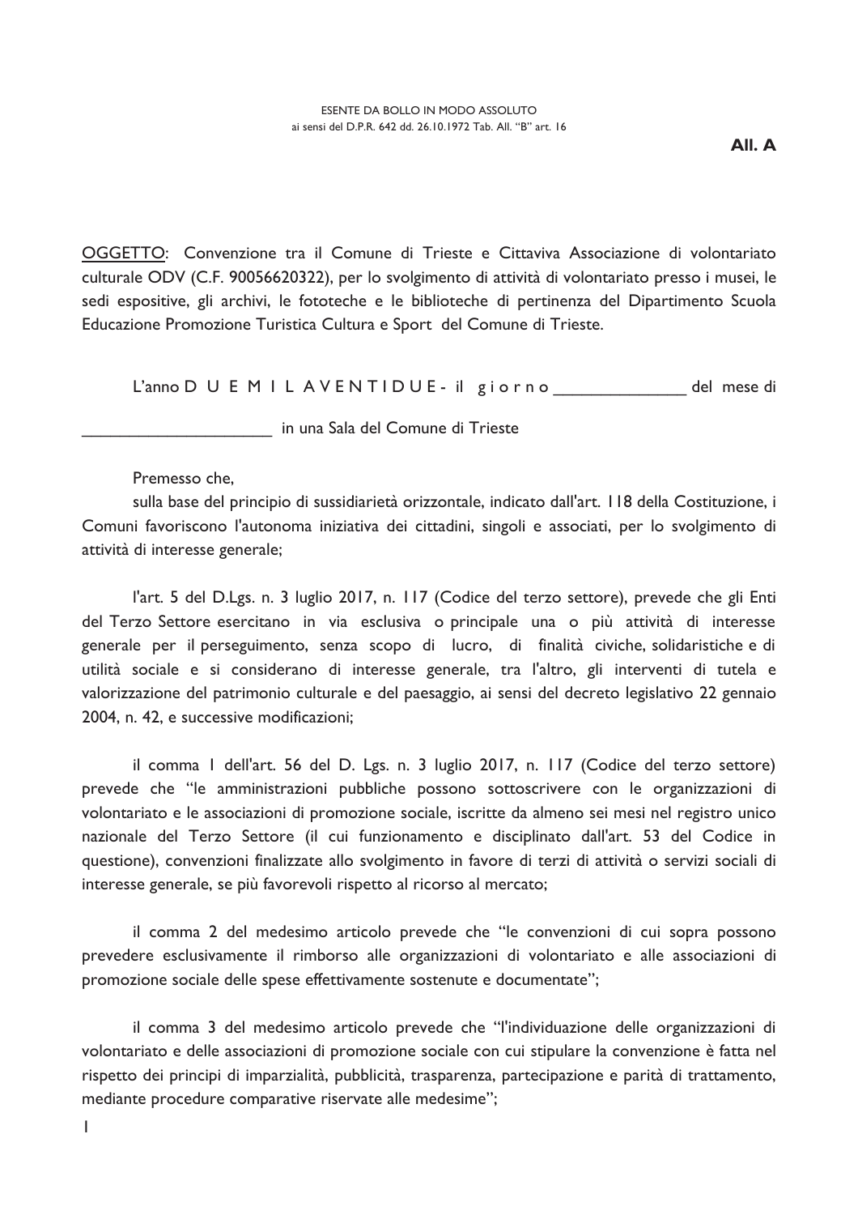ESENTE DA BOLLO IN MODO ASSOLUTO
ai sensi del D.P.R. 642 dd. 26.10.1972 Tab. All. "B" art. 16

**All. A**

<u>OGGETTO</u>: Convenzione tra il Comune di Trieste e Cittaviva Associazione di volontariato culturale ODV (C.F. 90056620322), per lo svolgimento di attività di volontariato presso i musei, le sedi espositive, gli archivi, le fototeche e le biblioteche di pertinenza del Dipartimento Scuola Educazione Promozione Turistica Cultura e Sport del Comune di Trieste.

L'anno D U E M I L A V E N T I D U E - il g i o r n o _______________ del mese di _____________________ in una Sala del Comune di Trieste

Premesso che,

sulla base del principio di sussidiarietà orizzontale, indicato dall'art. 118 della Costituzione, i Comuni favoriscono l'autonoma iniziativa dei cittadini, singoli e associati, per lo svolgimento di attività di interesse generale;

l'art. 5 del D.Lgs. n. 3 luglio 2017, n. 117 (Codice del terzo settore), prevede che gli Enti del Terzo Settore esercitano in via esclusiva o principale una o più attività di interesse generale per il perseguimento, senza scopo di lucro, di finalità civiche, solidaristiche e di utilità sociale e si considerano di interesse generale, tra l'altro, gli interventi di tutela e valorizzazione del patrimonio culturale e del paesaggio, ai sensi del decreto legislativo 22 gennaio 2004, n. 42, e successive modificazioni;

il comma 1 dell'art. 56 del D. Lgs. n. 3 luglio 2017, n. 117 (Codice del terzo settore) prevede che "le amministrazioni pubbliche possono sottoscrivere con le organizzazioni di volontariato e le associazioni di promozione sociale, iscritte da almeno sei mesi nel registro unico nazionale del Terzo Settore (il cui funzionamento e disciplinato dall'art. 53 del Codice in questione), convenzioni finalizzate allo svolgimento in favore di terzi di attività o servizi sociali di interesse generale, se più favorevoli rispetto al ricorso al mercato;

il comma 2 del medesimo articolo prevede che "le convenzioni di cui sopra possono prevedere esclusivamente il rimborso alle organizzazioni di volontariato e alle associazioni di promozione sociale delle spese effettivamente sostenute e documentate";

il comma 3 del medesimo articolo prevede che "l'individuazione delle organizzazioni di volontariato e delle associazioni di promozione sociale con cui stipulare la convenzione è fatta nel rispetto dei principi di imparzialità, pubblicità, trasparenza, partecipazione e parità di trattamento, mediante procedure comparative riservate alle medesime";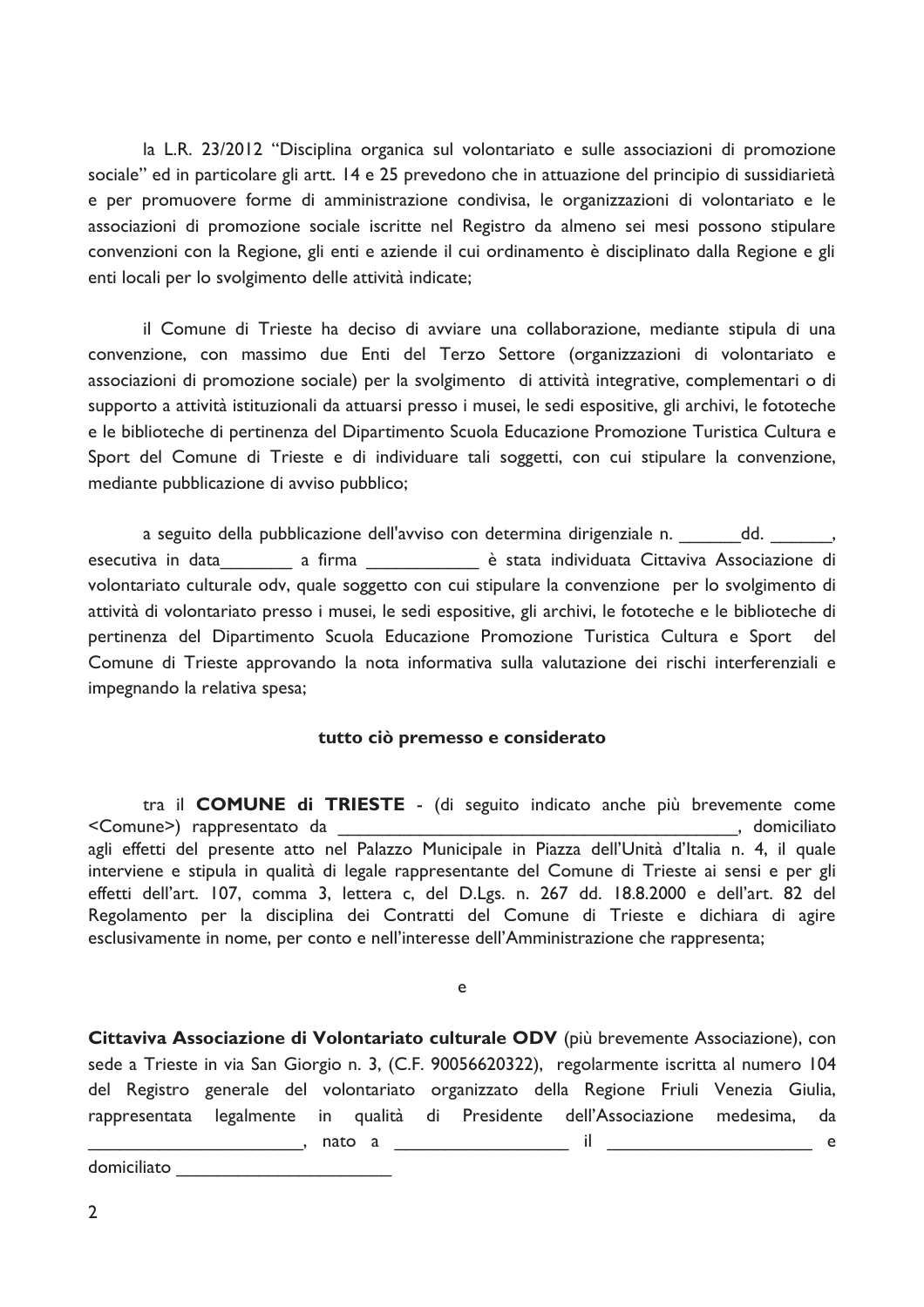la L.R. 23/2012 "Disciplina organica sul volontariato e sulle associazioni di promozione sociale" ed in particolare gli artt. 14 e 25 prevedono che in attuazione del principio di sussidiarietà e per promuovere forme di amministrazione condivisa, le organizzazioni di volontariato e le associazioni di promozione sociale iscritte nel Registro da almeno sei mesi possono stipulare convenzioni con la Regione, gli enti e aziende il cui ordinamento è disciplinato dalla Regione e gli enti locali per lo svolgimento delle attività indicate;

il Comune di Trieste ha deciso di avviare una collaborazione, mediante stipula di una convenzione, con massimo due Enti del Terzo Settore (organizzazioni di volontariato e associazioni di promozione sociale) per la svolgimento di attività integrative, complementari o di supporto a attività istituzionali da attuarsi presso i musei, le sedi espositive, gli archivi, le fototeche e le biblioteche di pertinenza del Dipartimento Scuola Educazione Promozione Turistica Cultura e Sport del Comune di Trieste e di individuare tali soggetti, con cui stipulare la convenzione, mediante pubblicazione di avviso pubblico;

a seguito della pubblicazione dell'avviso con determina dirigenziale n. _______dd. _______, esecutiva in data________ a firma ____________ è stata individuata Cittaviva Associazione di volontariato culturale odv, quale soggetto con cui stipulare la convenzione per lo svolgimento di attività di volontariato presso i musei, le sedi espositive, gli archivi, le fototeche e le biblioteche di pertinenza del Dipartimento Scuola Educazione Promozione Turistica Cultura e Sport del Comune di Trieste approvando la nota informativa sulla valutazione dei rischi interferenziali e impegnando la relativa spesa;

**tutto ciò premesso e considerato**

tra il **COMUNE di TRIESTE** - (di seguito indicato anche più brevemente come <Comune>) rappresentato da _________________________________________, domiciliato agli effetti del presente atto nel Palazzo Municipale in Piazza dell'Unità d'Italia n. 4, il quale interviene e stipula in qualità di legale rappresentante del Comune di Trieste ai sensi e per gli effetti dell'art. 107, comma 3, lettera c, del D.Lgs. n. 267 dd. 18.8.2000 e dell'art. 82 del Regolamento per la disciplina dei Contratti del Comune di Trieste e dichiara di agire esclusivamente in nome, per conto e nell'interesse dell'Amministrazione che rappresenta;

e

**Cittaviva Associazione di Volontariato culturale ODV** (più brevemente Associazione), con sede a Trieste in via San Giorgio n. 3, (C.F. 90056620322), regolarmente iscritta al numero 104 del Registro generale del volontariato organizzato della Regione Friuli Venezia Giulia, rappresentata legalmente in qualità di Presidente dell'Associazione medesima, da ______________________, nato a __________________ il ______________________ e domiciliato ______________________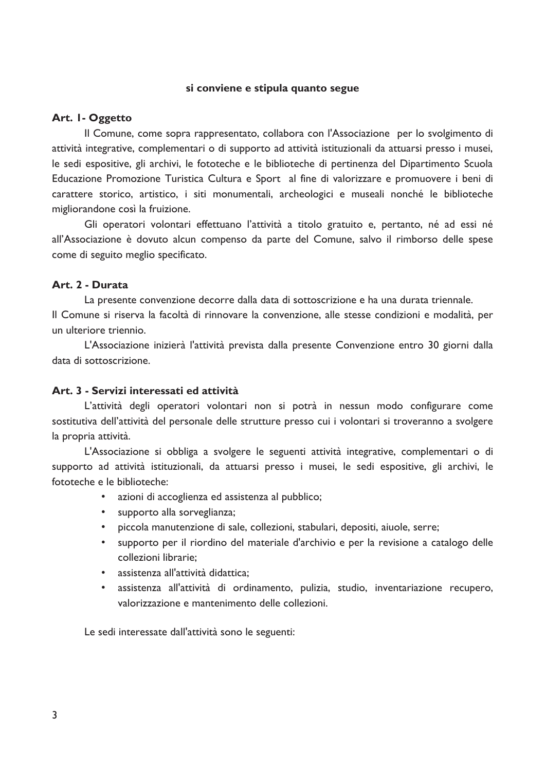**si conviene e stipula quanto segue**

**Art. 1- Oggetto**

Il Comune, come sopra rappresentato, collabora con l'Associazione per lo svolgimento di attività integrative, complementari o di supporto ad attività istituzionali da attuarsi presso i musei, le sedi espositive, gli archivi, le fototeche e le biblioteche di pertinenza del Dipartimento Scuola Educazione Promozione Turistica Cultura e Sport al fine di valorizzare e promuovere i beni di carattere storico, artistico, i siti monumentali, archeologici e museali nonché le biblioteche migliorandone così la fruizione.

Gli operatori volontari effettuano l'attività a titolo gratuito e, pertanto, né ad essi né all'Associazione è dovuto alcun compenso da parte del Comune, salvo il rimborso delle spese come di seguito meglio specificato.

**Art. 2 - Durata**

La presente convenzione decorre dalla data di sottoscrizione e ha una durata triennale.

Il Comune si riserva la facoltà di rinnovare la convenzione, alle stesse condizioni e modalità, per un ulteriore triennio.

L'Associazione inizierà l'attività prevista dalla presente Convenzione entro 30 giorni dalla data di sottoscrizione.

**Art. 3 - Servizi interessati ed attività**

L'attività degli operatori volontari non si potrà in nessun modo configurare come sostitutiva dell'attività del personale delle strutture presso cui i volontari si troveranno a svolgere la propria attività.

L'Associazione si obbliga a svolgere le seguenti attività integrative, complementari o di supporto ad attività istituzionali, da attuarsi presso i musei, le sedi espositive, gli archivi, le fototeche e le biblioteche:

- azioni di accoglienza ed assistenza al pubblico;
- supporto alla sorveglianza;
- piccola manutenzione di sale, collezioni, stabulari, depositi, aiuole, serre;
- supporto per il riordino del materiale d'archivio e per la revisione a catalogo delle collezioni librarie;
- assistenza all'attività didattica;
- assistenza all'attività di ordinamento, pulizia, studio, inventariazione recupero, valorizzazione e mantenimento delle collezioni.

Le sedi interessate dall'attività sono le seguenti: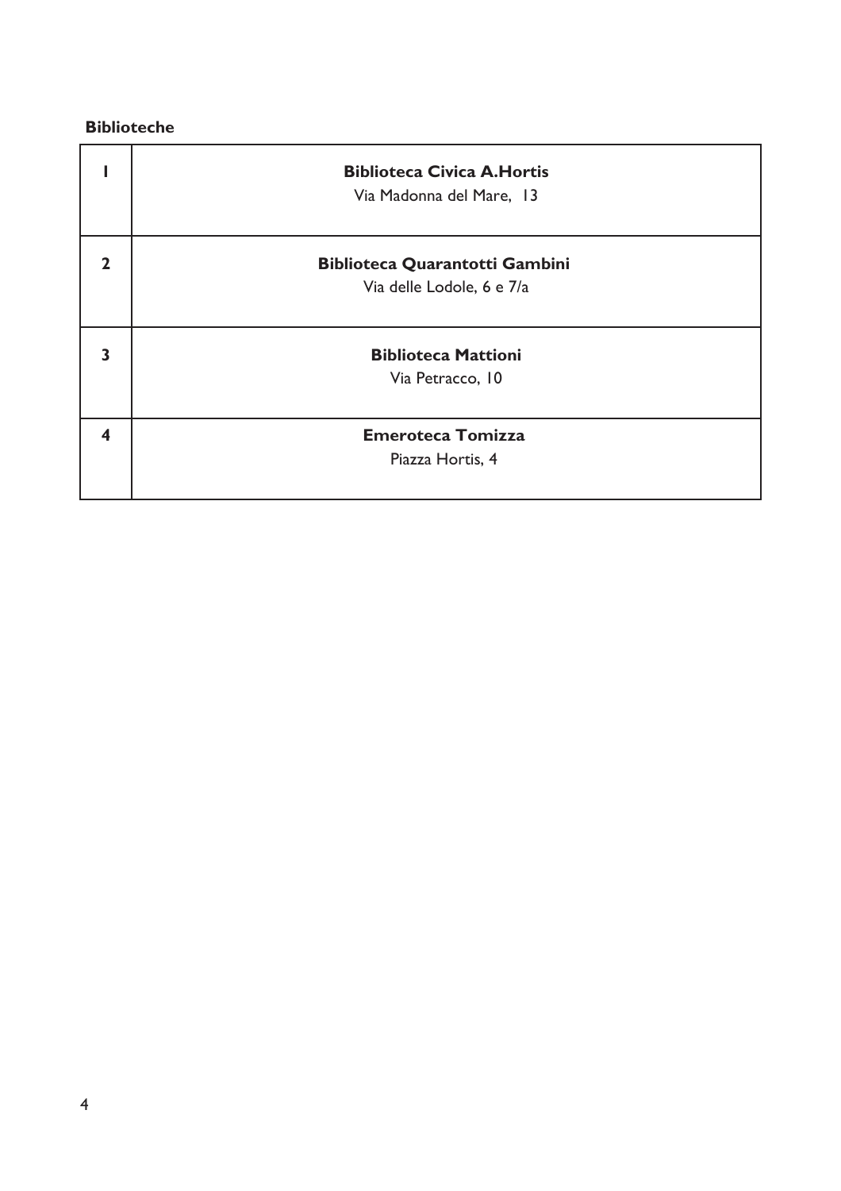**Biblioteche**

| | |
|---|---|
| 1 | **Biblioteca Civica A.Hortis**<br>Via Madonna del Mare, 13 |
| 2 | **Biblioteca Quarantotti Gambini**<br>Via delle Lodole, 6 e 7/a |
| 3 | **Biblioteca Mattioni**<br>Via Petracco, 10 |
| 4 | **Emeroteca Tomizza**<br>Piazza Hortis, 4 |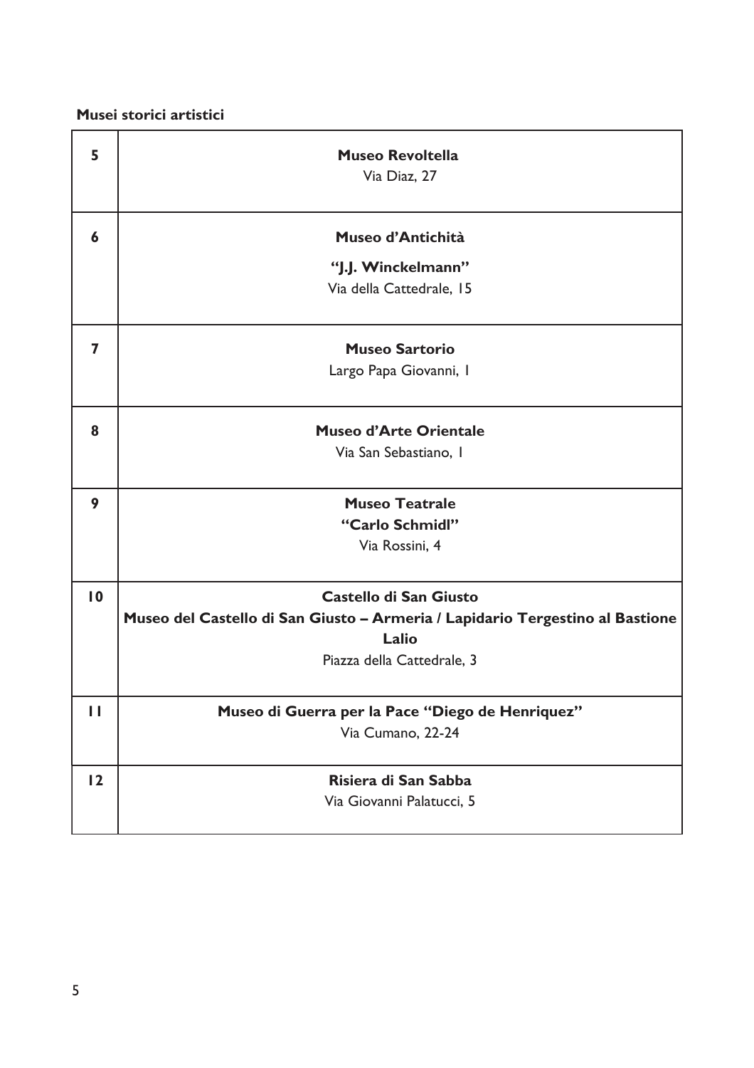**Musei storici artistici**

| | |
|---|---|
| 5 | **Museo Revoltella**<br>Via Diaz, 27 |
| 6 | **Museo d'Antichità**<br>**"J.J. Winckelmann"**<br>Via della Cattedrale, 15 |
| 7 | **Museo Sartorio**<br>Largo Papa Giovanni, 1 |
| 8 | **Museo d'Arte Orientale**<br>Via San Sebastiano, 1 |
| 9 | **Museo Teatrale**<br>**"Carlo Schmidl"**<br>Via Rossini, 4 |
| 10 | **Castello di San Giusto**<br>**Museo del Castello di San Giusto – Armeria / Lapidario Tergestino al Bastione Lalio**<br>Piazza della Cattedrale, 3 |
| 11 | **Museo di Guerra per la Pace "Diego de Henriquez"**<br>Via Cumano, 22-24 |
| 12 | **Risiera di San Sabba**<br>Via Giovanni Palatucci, 5 |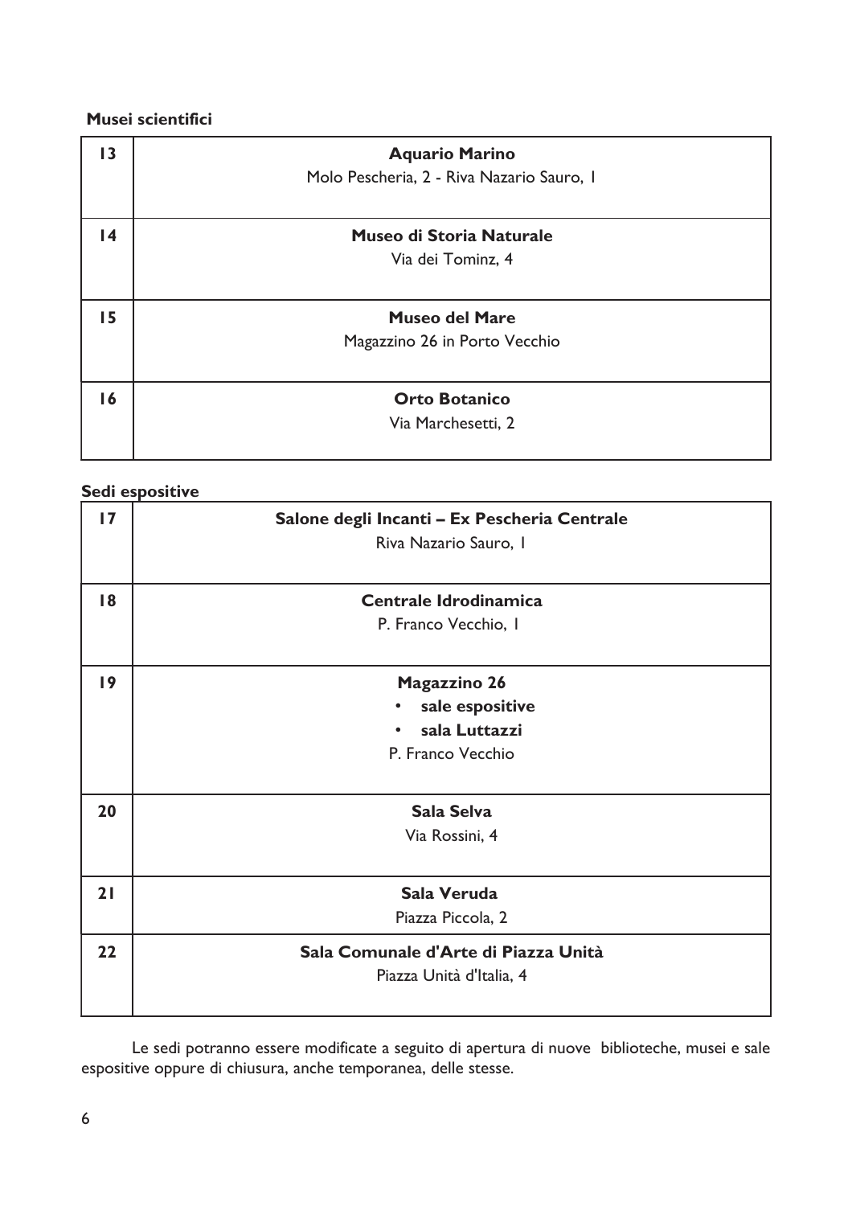**Musei scientifici**

| | |
|---|---|
| 13 | **Aquario Marino**<br>Molo Pescheria, 2 - Riva Nazario Sauro, 1 |
| 14 | **Museo di Storia Naturale**<br>Via dei Tominz, 4 |
| 15 | **Museo del Mare**<br>Magazzino 26 in Porto Vecchio |
| 16 | **Orto Botanico**<br>Via Marchesetti, 2 |

**Sedi espositive**

| | |
|---|---|
| 17 | **Salone degli Incanti – Ex Pescheria Centrale**<br>Riva Nazario Sauro, 1 |
| 18 | **Centrale Idrodinamica**<br>P. Franco Vecchio, 1 |
| 19 | **Magazzino 26**<br>• **sale espositive**<br>• **sala Luttazzi**<br>P. Franco Vecchio |
| 20 | **Sala Selva**<br>Via Rossini, 4 |
| 21 | **Sala Veruda**<br>Piazza Piccola, 2 |
| 22 | **Sala Comunale d'Arte di Piazza Unità**<br>Piazza Unità d'Italia, 4 |

Le sedi potranno essere modificate a seguito di apertura di nuove biblioteche, musei e sale espositive oppure di chiusura, anche temporanea, delle stesse.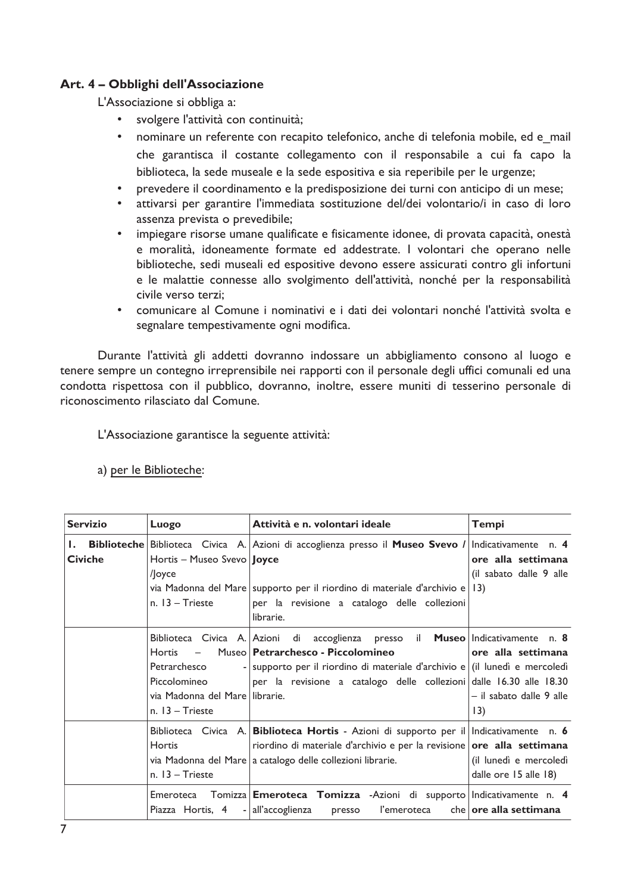### Art. 4 – Obblighi dell'Associazione

L'Associazione si obbliga a:

- svolgere l'attività con continuità;
- nominare un referente con recapito telefonico, anche di telefonia mobile, ed e_mail che garantisca il costante collegamento con il responsabile a cui fa capo la biblioteca, la sede museale e la sede espositiva e sia reperibile per le urgenze;
- prevedere il coordinamento e la predisposizione dei turni con anticipo di un mese;
- attivarsi per garantire l'immediata sostituzione del/dei volontario/i in caso di loro assenza prevista o prevedibile;
- impiegare risorse umane qualificate e fisicamente idonee, di provata capacità, onestà e moralità, idoneamente formate ed addestrate. I volontari che operano nelle biblioteche, sedi museali ed espositive devono essere assicurati contro gli infortuni e le malattie connesse allo svolgimento dell'attività, nonché per la responsabilità civile verso terzi;
- comunicare al Comune i nominativi e i dati dei volontari nonché l'attività svolta e segnalare tempestivamente ogni modifica.

Durante l'attività gli addetti dovranno indossare un abbigliamento consono al luogo e tenere sempre un contegno irreprensibile nei rapporti con il personale degli uffici comunali ed una condotta rispettosa con il pubblico, dovranno, inoltre, essere muniti di tesserino personale di riconoscimento rilasciato dal Comune.

L'Associazione garantisce la seguente attività:

a) per le Biblioteche:

| Servizio | Luogo | Attività e n. volontari ideale | Tempi |
|---|---|---|---|
| **1. Biblioteche Civiche** | Biblioteca Civica A. Hortis – Museo Svevo /Joyce via Madonna del Mare n. 13 – Trieste | Azioni di accoglienza presso il **Museo Svevo / Joyce** supporto per il riordino di materiale d'archivio e per la revisione a catalogo delle collezioni librarie. | Indicativamente **n. 4 ore alla settimana** (il sabato dalle 9 alle 13) |
| | Biblioteca Civica A. Hortis – Museo Petrarchesco - Piccolomineo via Madonna del Mare n. 13 – Trieste | Azioni di accoglienza presso il **Museo Petrarchesco - Piccolomineo** supporto per il riordino di materiale d'archivio e per la revisione a catalogo delle collezioni librarie. | Indicativamente **n. 8 ore alla settimana** (il lunedì e mercoledì dalle 16.30 alle 18.30 – il sabato dalle 9 alle 13) |
| | Biblioteca Civica A. Hortis via Madonna del Mare n. 13 – Trieste | **Biblioteca Hortis** - Azioni di supporto per il riordino di materiale d'archivio e per la revisione a catalogo delle collezioni librarie. | Indicativamente **n. 6 ore alla settimana** (il lunedì e mercoledì dalle ore 15 alle 18) |
| | Emeroteca Tomizza Piazza Hortis, 4 - | **Emeroteca Tomizza** -Azioni di supporto all'accoglienza presso l'emeroteca che | Indicativamente **n. 4 ore alla settimana** |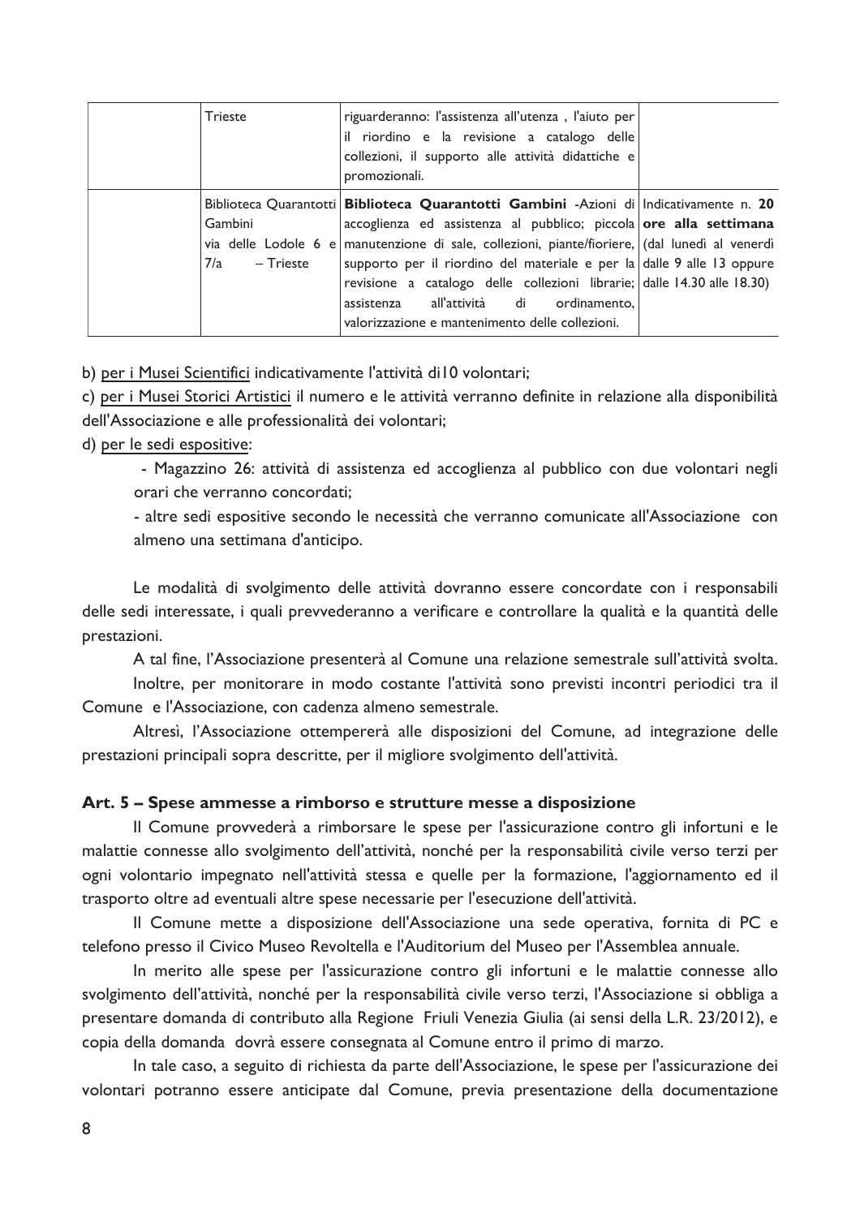| | | | |
|---|---|---|---|
| | Trieste | riguarderanno: l'assistenza all'utenza , l'aiuto per il riordino e la revisione a catalogo delle collezioni, il supporto alle attività didattiche e promozionali. | |
| | Biblioteca Quarantotti Gambini via delle Lodole 6 e 7/a – Trieste | **Biblioteca Quarantotti Gambini** -Azioni di accoglienza ed assistenza al pubblico; piccola manutenzione di sale, collezioni, piante/fioriere, supporto per il riordino del materiale e per la revisione a catalogo delle collezioni librarie; assistenza all'attività di ordinamento, valorizzazione e mantenimento delle collezioni. | Indicativamente n. **20 ore alla settimana** (dal lunedì al venerdì dalle 9 alle 13 oppure dalle 14.30 alle 18.30) |

b) per i Musei Scientifici indicativamente l'attività di10 volontari;

c) per i Musei Storici Artistici il numero e le attività verranno definite in relazione alla disponibilità dell'Associazione e alle professionalità dei volontari;

d) per le sedi espositive:

- Magazzino 26: attività di assistenza ed accoglienza al pubblico con due volontari negli orari che verranno concordati;
- altre sedi espositive secondo le necessità che verranno comunicate all'Associazione con almeno una settimana d'anticipo.

Le modalità di svolgimento delle attività dovranno essere concordate con i responsabili delle sedi interessate, i quali prevvederanno a verificare e controllare la qualità e la quantità delle prestazioni.

A tal fine, l'Associazione presenterà al Comune una relazione semestrale sull'attività svolta.

Inoltre, per monitorare in modo costante l'attività sono previsti incontri periodici tra il Comune e l'Associazione, con cadenza almeno semestrale.

Altresì, l'Associazione ottempererà alle disposizioni del Comune, ad integrazione delle prestazioni principali sopra descritte, per il migliore svolgimento dell'attività.

### Art. 5 – Spese ammesse a rimborso e strutture messe a disposizione

Il Comune provvederà a rimborsare le spese per l'assicurazione contro gli infortuni e le malattie connesse allo svolgimento dell'attività, nonché per la responsabilità civile verso terzi per ogni volontario impegnato nell'attività stessa e quelle per la formazione, l'aggiornamento ed il trasporto oltre ad eventuali altre spese necessarie per l'esecuzione dell'attività.

Il Comune mette a disposizione dell'Associazione una sede operativa, fornita di PC e telefono presso il Civico Museo Revoltella e l'Auditorium del Museo per l'Assemblea annuale.

In merito alle spese per l'assicurazione contro gli infortuni e le malattie connesse allo svolgimento dell'attività, nonché per la responsabilità civile verso terzi, l'Associazione si obbliga a presentare domanda di contributo alla Regione Friuli Venezia Giulia (ai sensi della L.R. 23/2012), e copia della domanda dovrà essere consegnata al Comune entro il primo di marzo.

In tale caso, a seguito di richiesta da parte dell'Associazione, le spese per l'assicurazione dei volontari potranno essere anticipate dal Comune, previa presentazione della documentazione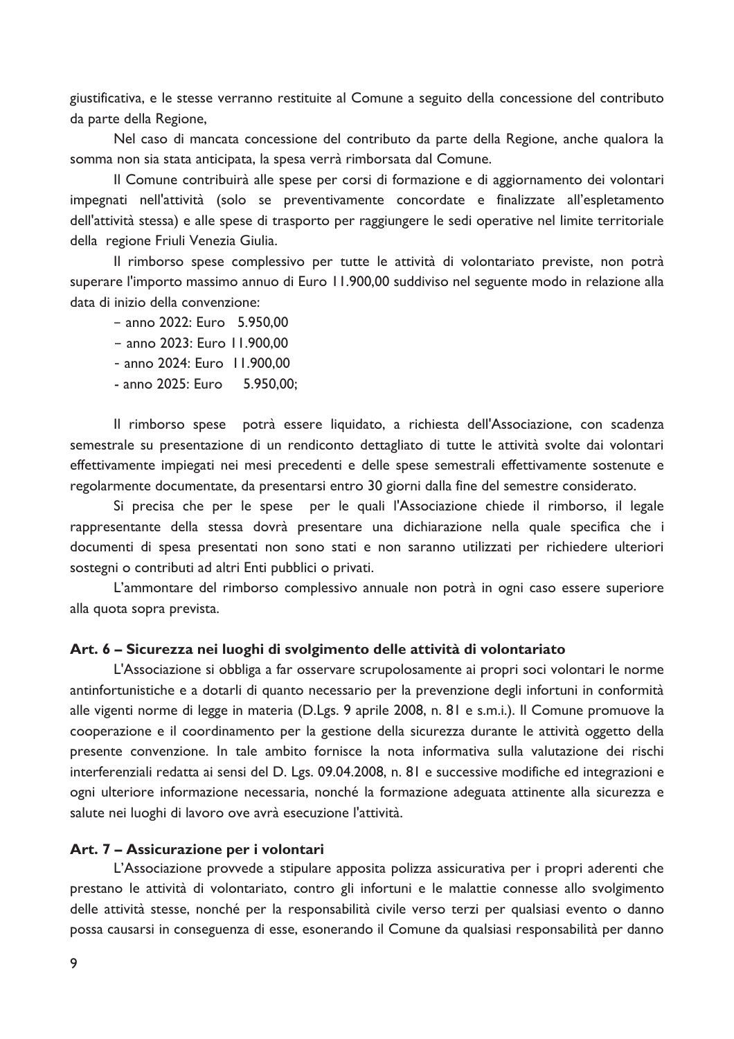giustificativa, e le stesse verranno restituite al Comune a seguito della concessione del contributo da parte della Regione,

Nel caso di mancata concessione del contributo da parte della Regione, anche qualora la somma non sia stata anticipata, la spesa verrà rimborsata dal Comune.

Il Comune contribuirà alle spese per corsi di formazione e di aggiornamento dei volontari impegnati nell'attività (solo se preventivamente concordate e finalizzate all'espletamento dell'attività stessa) e alle spese di trasporto per raggiungere le sedi operative nel limite territoriale della regione Friuli Venezia Giulia.

Il rimborso spese complessivo per tutte le attività di volontariato previste, non potrà superare l'importo massimo annuo di Euro 11.900,00 suddiviso nel seguente modo in relazione alla data di inizio della convenzione:

- anno 2022: Euro 5.950,00
- anno 2023: Euro 11.900,00
- anno 2024: Euro 11.900,00
- anno 2025: Euro 5.950,00;

Il rimborso spese potrà essere liquidato, a richiesta dell'Associazione, con scadenza semestrale su presentazione di un rendiconto dettagliato di tutte le attività svolte dai volontari effettivamente impiegati nei mesi precedenti e delle spese semestrali effettivamente sostenute e regolarmente documentate, da presentarsi entro 30 giorni dalla fine del semestre considerato.

Si precisa che per le spese per le quali l'Associazione chiede il rimborso, il legale rappresentante della stessa dovrà presentare una dichiarazione nella quale specifica che i documenti di spesa presentati non sono stati e non saranno utilizzati per richiedere ulteriori sostegni o contributi ad altri Enti pubblici o privati.

L'ammontare del rimborso complessivo annuale non potrà in ogni caso essere superiore alla quota sopra prevista.

### Art. 6 – Sicurezza nei luoghi di svolgimento delle attività di volontariato

L'Associazione si obbliga a far osservare scrupolosamente ai propri soci volontari le norme antinfortunistiche e a dotarli di quanto necessario per la prevenzione degli infortuni in conformità alle vigenti norme di legge in materia (D.Lgs. 9 aprile 2008, n. 81 e s.m.i.). Il Comune promuove la cooperazione e il coordinamento per la gestione della sicurezza durante le attività oggetto della presente convenzione. In tale ambito fornisce la nota informativa sulla valutazione dei rischi interferenziali redatta ai sensi del D. Lgs. 09.04.2008, n. 81 e successive modifiche ed integrazioni e ogni ulteriore informazione necessaria, nonché la formazione adeguata attinente alla sicurezza e salute nei luoghi di lavoro ove avrà esecuzione l'attività.

### Art. 7 – Assicurazione per i volontari

L'Associazione provvede a stipulare apposita polizza assicurativa per i propri aderenti che prestano le attività di volontariato, contro gli infortuni e le malattie connesse allo svolgimento delle attività stesse, nonché per la responsabilità civile verso terzi per qualsiasi evento o danno possa causarsi in conseguenza di esse, esonerando il Comune da qualsiasi responsabilità per danno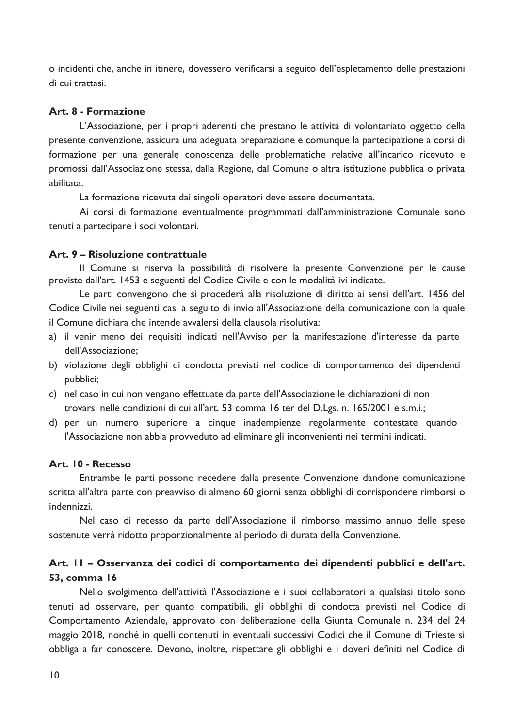o incidenti che, anche in itinere, dovessero verificarsi a seguito dell'espletamento delle prestazioni di cui trattasi.

### Art. 8 - Formazione

L'Associazione, per i propri aderenti che prestano le attività di volontariato oggetto della presente convenzione, assicura una adeguata preparazione e comunque la partecipazione a corsi di formazione per una generale conoscenza delle problematiche relative all'incarico ricevuto e promossi dall'Associazione stessa, dalla Regione, dal Comune o altra istituzione pubblica o privata abilitata.

La formazione ricevuta dai singoli operatori deve essere documentata.

Ai corsi di formazione eventualmente programmati dall'amministrazione Comunale sono tenuti a partecipare i soci volontari.

### Art. 9 – Risoluzione contrattuale

Il Comune si riserva la possibilità di risolvere la presente Convenzione per le cause previste dall'art. 1453 e seguenti del Codice Civile e con le modalità ivi indicate.

Le parti convengono che si procederà alla risoluzione di diritto ai sensi dell'art. 1456 del Codice Civile nei seguenti casi a seguito di invio all'Associazione della comunicazione con la quale il Comune dichiara che intende avvalersi della clausola risolutiva:

a) il venir meno dei requisiti indicati nell'Avviso per la manifestazione d'interesse da parte dell'Associazione;
b) violazione degli obblighi di condotta previsti nel codice di comportamento dei dipendenti pubblici;
c) nel caso in cui non vengano effettuate da parte dell'Associazione le dichiarazioni di non trovarsi nelle condizioni di cui all'art. 53 comma 16 ter del D.Lgs. n. 165/2001 e s.m.i.;
d) per un numero superiore a cinque inadempienze regolarmente contestate quando l'Associazione non abbia provveduto ad eliminare gli inconvenienti nei termini indicati.

### Art. 10 - Recesso

Entrambe le parti possono recedere dalla presente Convenzione dandone comunicazione scritta all'altra parte con preavviso di almeno 60 giorni senza obblighi di corrispondere rimborsi o indennizzi.

Nel caso di recesso da parte dell'Associazione il rimborso massimo annuo delle spese sostenute verrà ridotto proporzionalmente al periodo di durata della Convenzione.

### Art. 11 – Osservanza dei codici di comportamento dei dipendenti pubblici e dell'art. 53, comma 16

Nello svolgimento dell'attività l'Associazione e i suoi collaboratori a qualsiasi titolo sono tenuti ad osservare, per quanto compatibili, gli obblighi di condotta previsti nel Codice di Comportamento Aziendale, approvato con deliberazione della Giunta Comunale n. 234 del 24 maggio 2018, nonché in quelli contenuti in eventuali successivi Codici che il Comune di Trieste si obbliga a far conoscere. Devono, inoltre, rispettare gli obblighi e i doveri definiti nel Codice di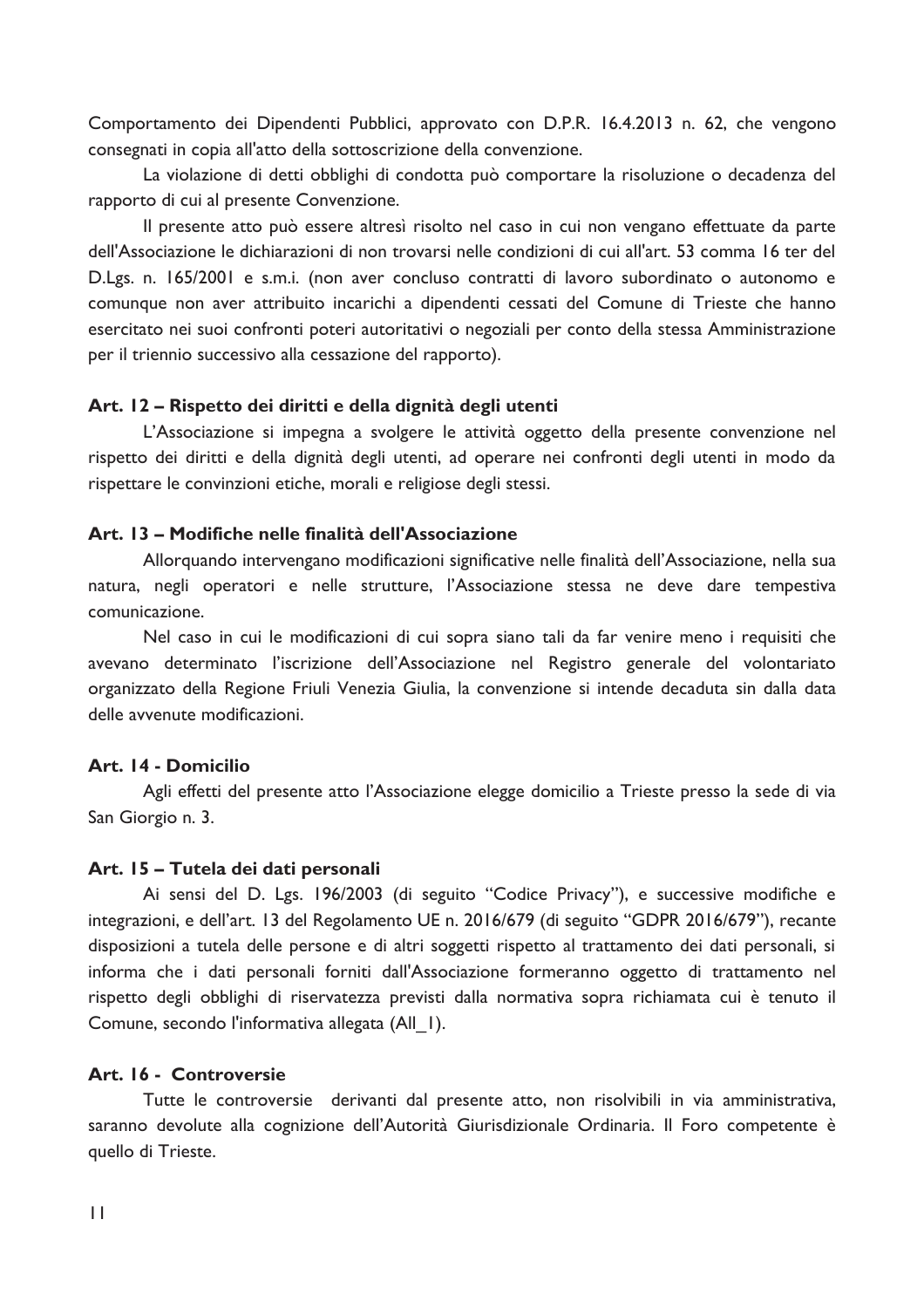Comportamento dei Dipendenti Pubblici, approvato con D.P.R. 16.4.2013 n. 62, che vengono consegnati in copia all'atto della sottoscrizione della convenzione.

La violazione di detti obblighi di condotta può comportare la risoluzione o decadenza del rapporto di cui al presente Convenzione.

Il presente atto può essere altresì risolto nel caso in cui non vengano effettuate da parte dell'Associazione le dichiarazioni di non trovarsi nelle condizioni di cui all'art. 53 comma 16 ter del D.Lgs. n. 165/2001 e s.m.i. (non aver concluso contratti di lavoro subordinato o autonomo e comunque non aver attribuito incarichi a dipendenti cessati del Comune di Trieste che hanno esercitato nei suoi confronti poteri autoritativi o negoziali per conto della stessa Amministrazione per il triennio successivo alla cessazione del rapporto).

### Art. 12 – Rispetto dei diritti e della dignità degli utenti

L'Associazione si impegna a svolgere le attività oggetto della presente convenzione nel rispetto dei diritti e della dignità degli utenti, ad operare nei confronti degli utenti in modo da rispettare le convinzioni etiche, morali e religiose degli stessi.

### Art. 13 – Modifiche nelle finalità dell'Associazione

Allorquando intervengano modificazioni significative nelle finalità dell'Associazione, nella sua natura, negli operatori e nelle strutture, l'Associazione stessa ne deve dare tempestiva comunicazione.

Nel caso in cui le modificazioni di cui sopra siano tali da far venire meno i requisiti che avevano determinato l'iscrizione dell'Associazione nel Registro generale del volontariato organizzato della Regione Friuli Venezia Giulia, la convenzione si intende decaduta sin dalla data delle avvenute modificazioni.

### Art. 14 - Domicilio

Agli effetti del presente atto l'Associazione elegge domicilio a Trieste presso la sede di via San Giorgio n. 3.

### Art. 15 – Tutela dei dati personali

Ai sensi del D. Lgs. 196/2003 (di seguito "Codice Privacy"), e successive modifiche e integrazioni, e dell'art. 13 del Regolamento UE n. 2016/679 (di seguito "GDPR 2016/679"), recante disposizioni a tutela delle persone e di altri soggetti rispetto al trattamento dei dati personali, si informa che i dati personali forniti dall'Associazione formeranno oggetto di trattamento nel rispetto degli obblighi di riservatezza previsti dalla normativa sopra richiamata cui è tenuto il Comune, secondo l'informativa allegata (All_1).

### Art. 16 - Controversie

Tutte le controversie derivanti dal presente atto, non risolvibili in via amministrativa, saranno devolute alla cognizione dell'Autorità Giurisdizionale Ordinaria. Il Foro competente è quello di Trieste.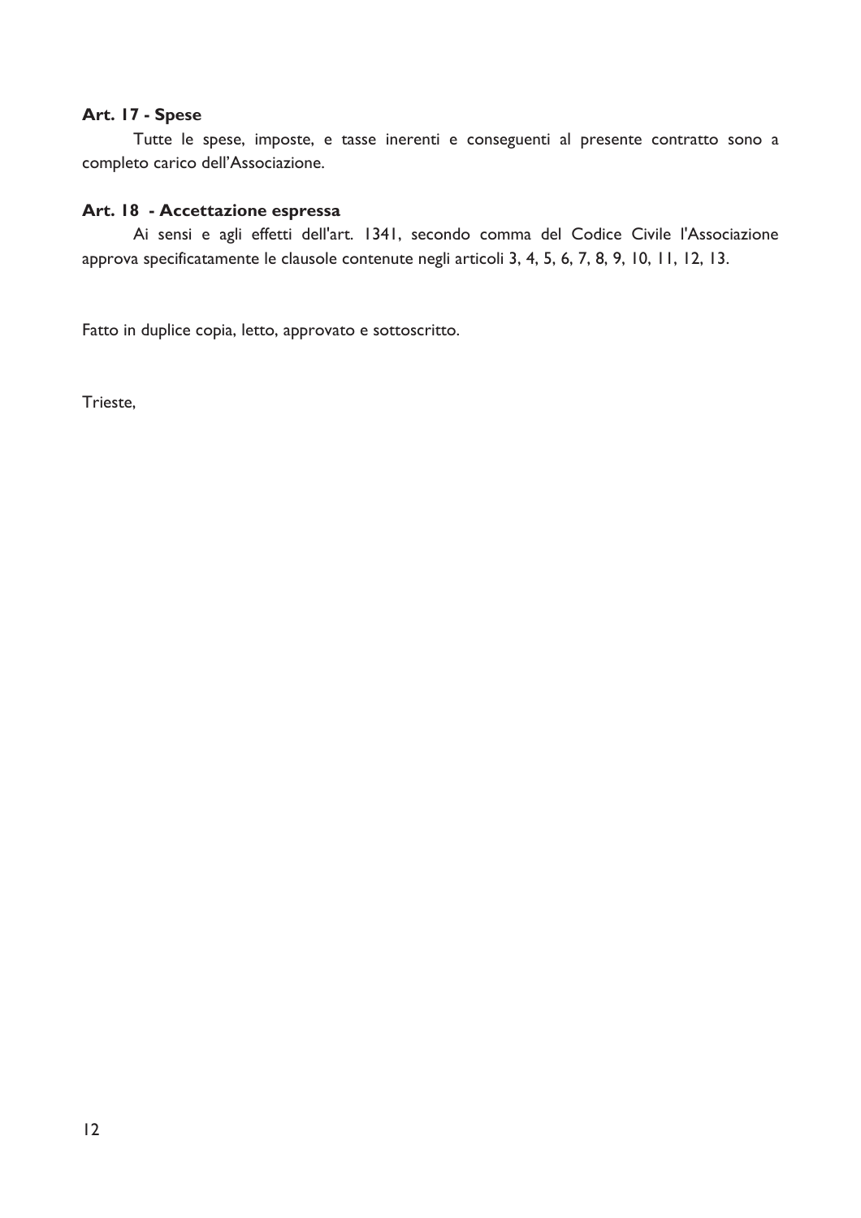**Art. 17 - Spese**

Tutte le spese, imposte, e tasse inerenti e conseguenti al presente contratto sono a completo carico dell'Associazione.

**Art. 18 - Accettazione espressa**

Ai sensi e agli effetti dell'art. 1341, secondo comma del Codice Civile l'Associazione approva specificatamente le clausole contenute negli articoli 3, 4, 5, 6, 7, 8, 9, 10, 11, 12, 13.

Fatto in duplice copia, letto, approvato e sottoscritto.

Trieste,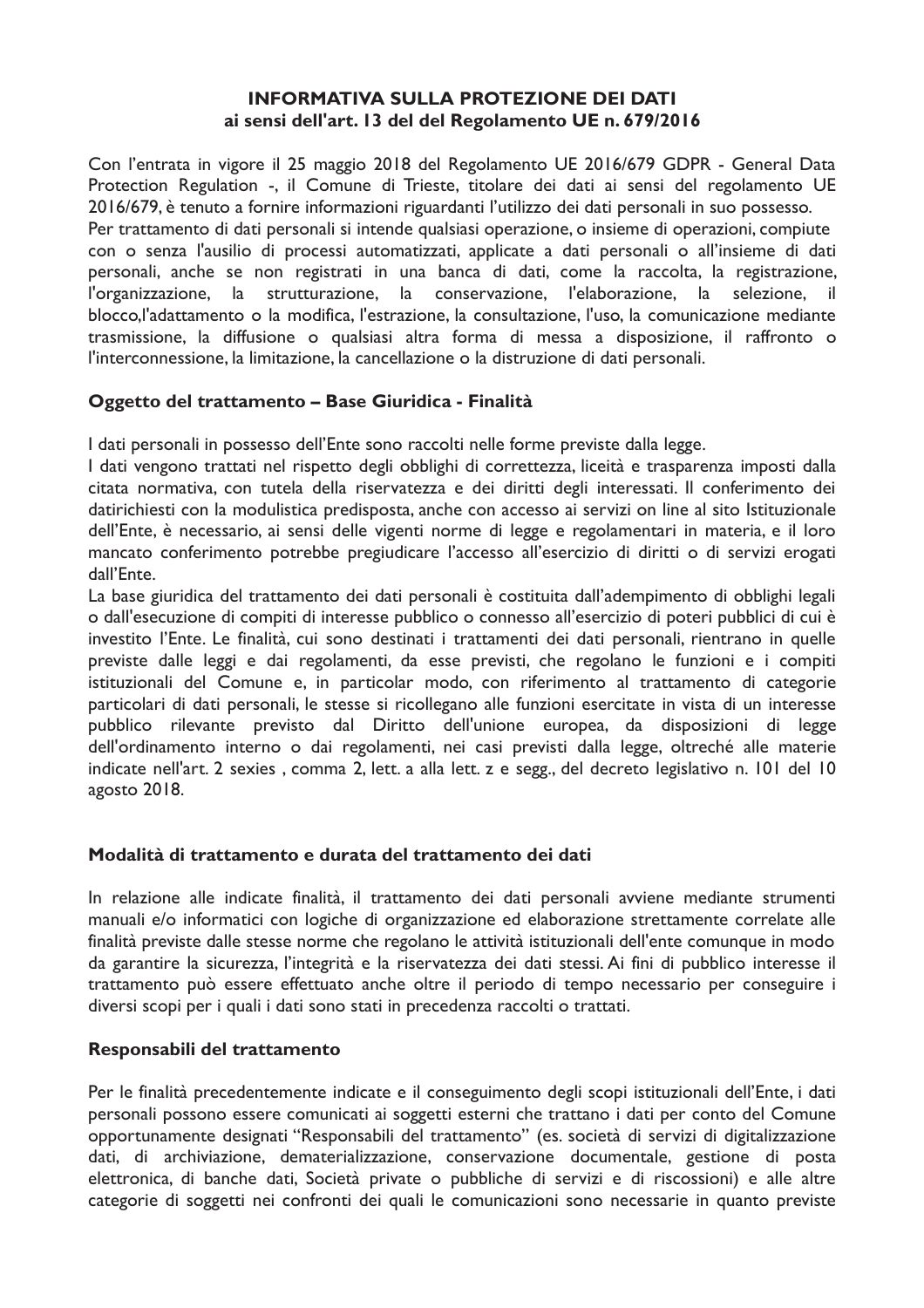**INFORMATIVA SULLA PROTEZIONE DEI DATI**
**ai sensi dell'art. 13 del del Regolamento UE n. 679/2016**

Con l'entrata in vigore il 25 maggio 2018 del Regolamento UE 2016/679 GDPR - General Data Protection Regulation -, il Comune di Trieste, titolare dei dati ai sensi del regolamento UE 2016/679, è tenuto a fornire informazioni riguardanti l'utilizzo dei dati personali in suo possesso.
Per trattamento di dati personali si intende qualsiasi operazione, o insieme di operazioni, compiute con o senza l'ausilio di processi automatizzati, applicate a dati personali o all'insieme di dati personali, anche se non registrati in una banca di dati, come la raccolta, la registrazione, l'organizzazione, la strutturazione, la conservazione, l'elaborazione, la selezione, il blocco,l'adattamento o la modifica, l'estrazione, la consultazione, l'uso, la comunicazione mediante trasmissione, la diffusione o qualsiasi altra forma di messa a disposizione, il raffronto o l'interconnessione, la limitazione, la cancellazione o la distruzione di dati personali.

### Oggetto del trattamento – Base Giuridica - Finalità

I dati personali in possesso dell'Ente sono raccolti nelle forme previste dalla legge.
I dati vengono trattati nel rispetto degli obblighi di correttezza, liceità e trasparenza imposti dalla citata normativa, con tutela della riservatezza e dei diritti degli interessati. Il conferimento dei datirichiesti con la modulistica predisposta, anche con accesso ai servizi on line al sito Istituzionale dell'Ente, è necessario, ai sensi delle vigenti norme di legge e regolamentari in materia, e il loro mancato conferimento potrebbe pregiudicare l'accesso all'esercizio di diritti o di servizi erogati dall'Ente.
La base giuridica del trattamento dei dati personali è costituita dall'adempimento di obblighi legali o dall'esecuzione di compiti di interesse pubblico o connesso all'esercizio di poteri pubblici di cui è investito l'Ente. Le finalità, cui sono destinati i trattamenti dei dati personali, rientrano in quelle previste dalle leggi e dai regolamenti, da esse previsti, che regolano le funzioni e i compiti istituzionali del Comune e, in particolar modo, con riferimento al trattamento di categorie particolari di dati personali, le stesse si ricollegano alle funzioni esercitate in vista di un interesse pubblico rilevante previsto dal Diritto dell'unione europea, da disposizioni di legge dell'ordinamento interno o dai regolamenti, nei casi previsti dalla legge, oltreché alle materie indicate nell'art. 2 sexies , comma 2, lett. a alla lett. z e segg., del decreto legislativo n. 101 del 10 agosto 2018.

### Modalità di trattamento e durata del trattamento dei dati

In relazione alle indicate finalità, il trattamento dei dati personali avviene mediante strumenti manuali e/o informatici con logiche di organizzazione ed elaborazione strettamente correlate alle finalità previste dalle stesse norme che regolano le attività istituzionali dell'ente comunque in modo da garantire la sicurezza, l'integrità e la riservatezza dei dati stessi. Ai fini di pubblico interesse il trattamento può essere effettuato anche oltre il periodo di tempo necessario per conseguire i diversi scopi per i quali i dati sono stati in precedenza raccolti o trattati.

### Responsabili del trattamento

Per le finalità precedentemente indicate e il conseguimento degli scopi istituzionali dell'Ente, i dati personali possono essere comunicati ai soggetti esterni che trattano i dati per conto del Comune opportunamente designati "Responsabili del trattamento" (es. società di servizi di digitalizzazione dati, di archiviazione, dematerializzazione, conservazione documentale, gestione di posta elettronica, di banche dati, Società private o pubbliche di servizi e di riscossioni) e alle altre categorie di soggetti nei confronti dei quali le comunicazioni sono necessarie in quanto previste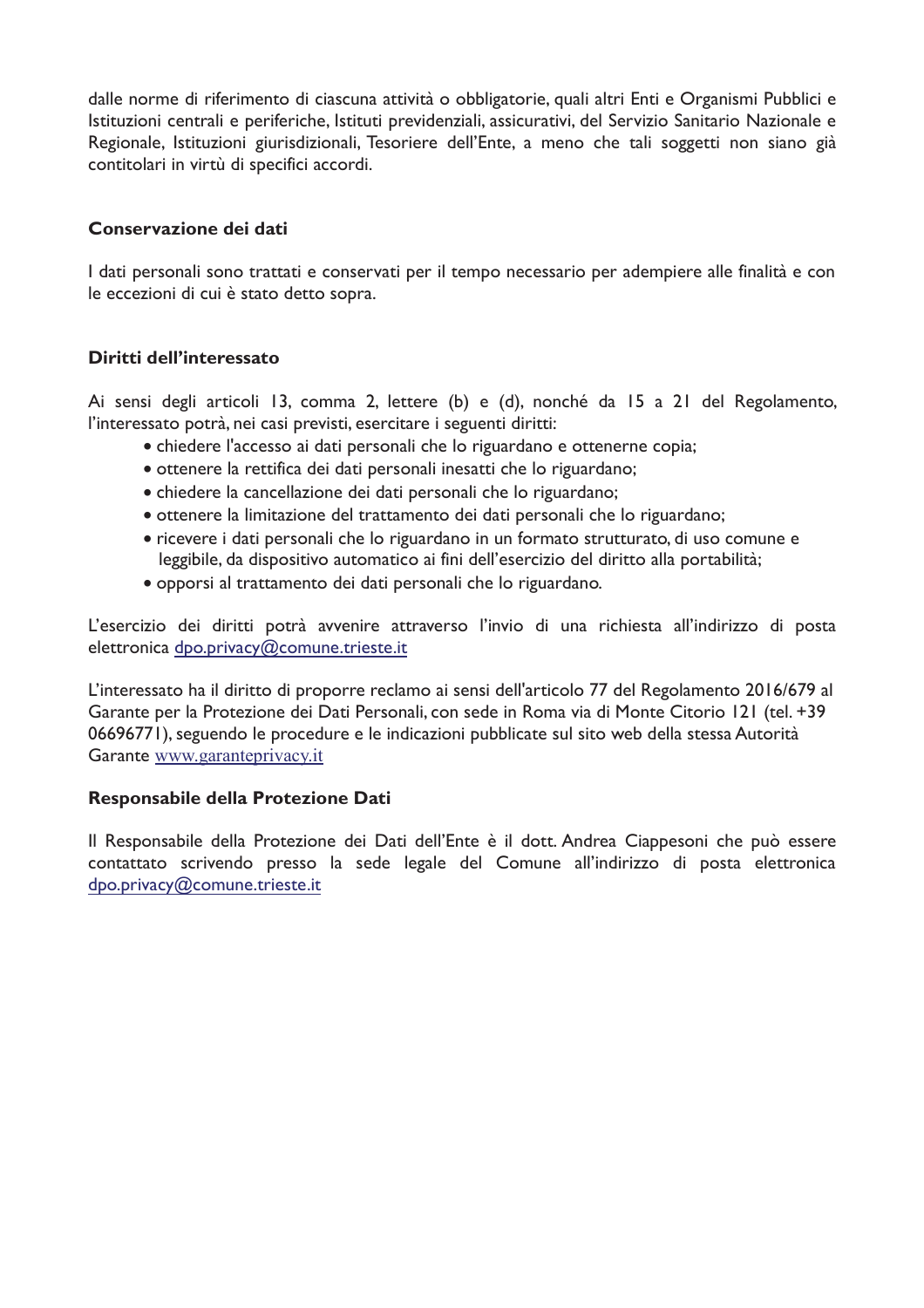dalle norme di riferimento di ciascuna attività o obbligatorie, quali altri Enti e Organismi Pubblici e Istituzioni centrali e periferiche, Istituti previdenziali, assicurativi, del Servizio Sanitario Nazionale e Regionale, Istituzioni giurisdizionali, Tesoriere dell'Ente, a meno che tali soggetti non siano già contitolari in virtù di specifici accordi.

**Conservazione dei dati**

I dati personali sono trattati e conservati per il tempo necessario per adempiere alle finalità e con le eccezioni di cui è stato detto sopra.

**Diritti dell'interessato**

Ai sensi degli articoli 13, comma 2, lettere (b) e (d), nonché da 15 a 21 del Regolamento, l'interessato potrà, nei casi previsti, esercitare i seguenti diritti:

- chiedere l'accesso ai dati personali che lo riguardano e ottenerne copia;
- ottenere la rettifica dei dati personali inesatti che lo riguardano;
- chiedere la cancellazione dei dati personali che lo riguardano;
- ottenere la limitazione del trattamento dei dati personali che lo riguardano;
- ricevere i dati personali che lo riguardano in un formato strutturato, di uso comune e leggibile, da dispositivo automatico ai fini dell'esercizio del diritto alla portabilità;
- opporsi al trattamento dei dati personali che lo riguardano.

L'esercizio dei diritti potrà avvenire attraverso l'invio di una richiesta all'indirizzo di posta elettronica dpo.privacy@comune.trieste.it

L'interessato ha il diritto di proporre reclamo ai sensi dell'articolo 77 del Regolamento 2016/679 al Garante per la Protezione dei Dati Personali, con sede in Roma via di Monte Citorio 121 (tel. +39 06696771), seguendo le procedure e le indicazioni pubblicate sul sito web della stessa Autorità Garante www.garanteprivacy.it

**Responsabile della Protezione Dati**

Il Responsabile della Protezione dei Dati dell'Ente è il dott. Andrea Ciappesoni che può essere contattato scrivendo presso la sede legale del Comune all'indirizzo di posta elettronica dpo.privacy@comune.trieste.it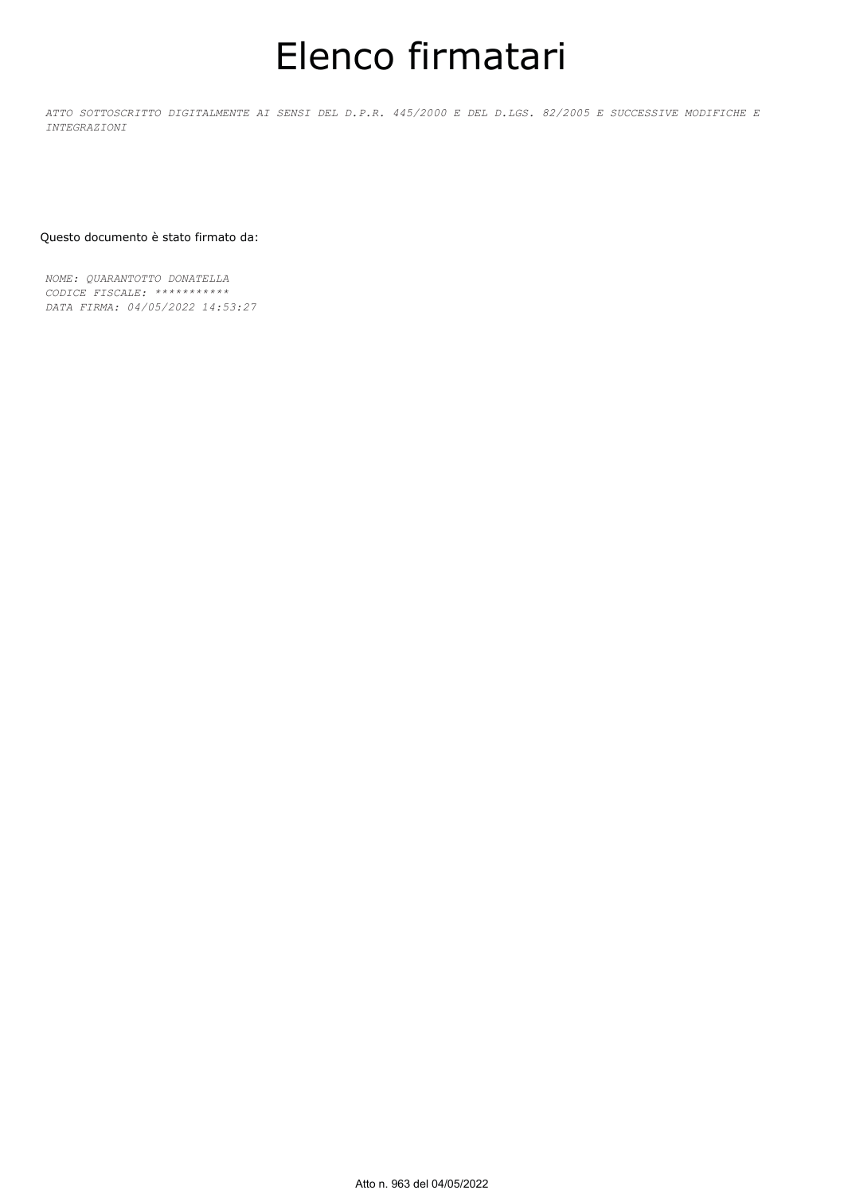# Elenco firmatari

*ATTO SOTTOSCRITTO DIGITALMENTE AI SENSI DEL D.P.R. 445/2000 E DEL D.LGS. 82/2005 E SUCCESSIVE MODIFICHE E INTEGRAZIONI*

Questo documento è stato firmato da:

*NOME: QUARANTOTTO DONATELLA*
*CODICE FISCALE: ***********
*DATA FIRMA: 04/05/2022 14:53:27*

Atto n. 963 del 04/05/2022